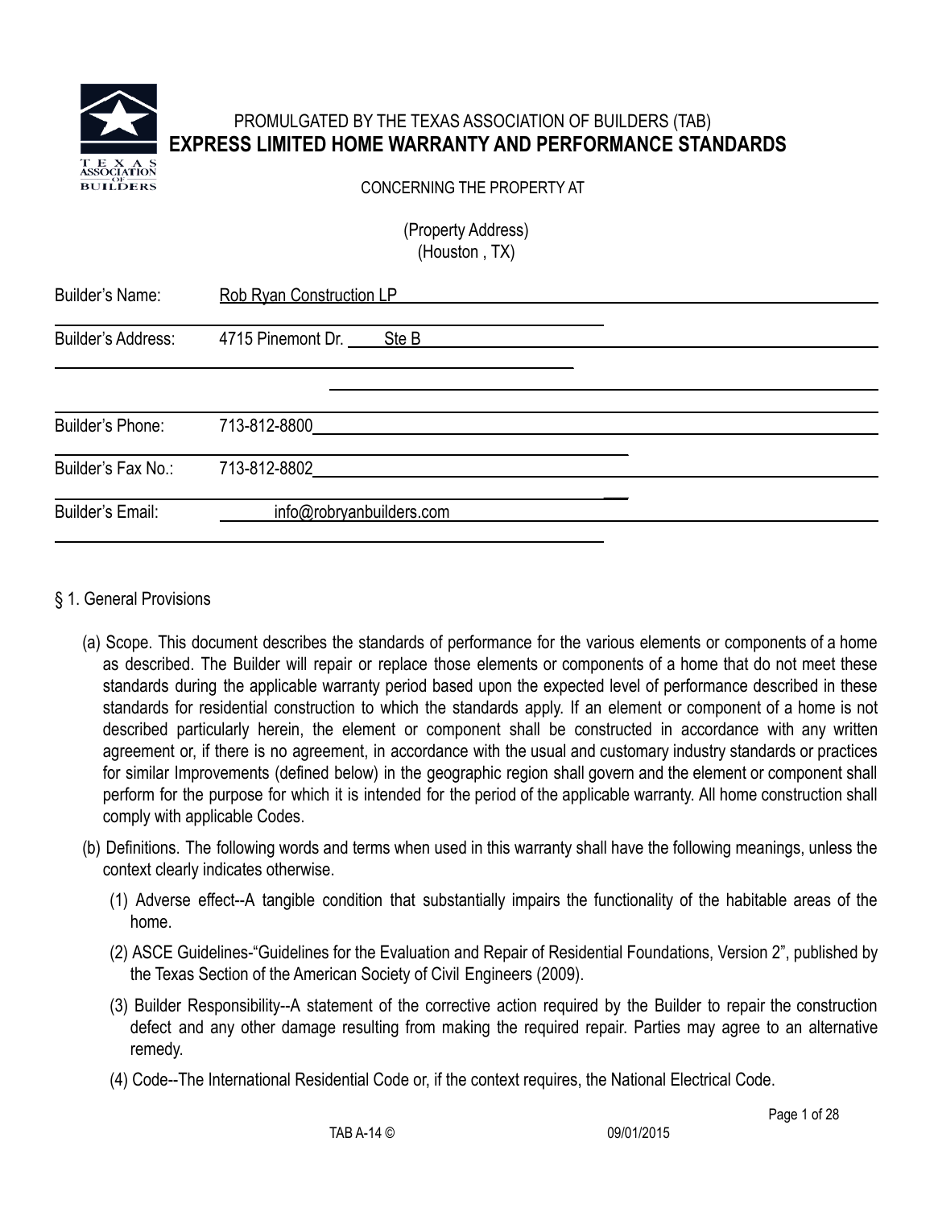PROMULGATED BY THE TEXAS ASSOCIATION OF BUILDERS (TAB)

# EXPRESS LIMITED HOME WARRANTY AND PERFORMANCE STANDARDS

CONCERNING THE PROPERTY AT

(Property Address)
(Houston , TX)

Builder's Name: Rob Ryan Construction LP

Builder's Address: 4715 Pinemont Dr. Ste B

Builder's Phone: 713-812-8800

Builder's Fax No.: 713-812-8802

Builder's Email: info@robryanbuilders.com

§ 1. General Provisions

(a) Scope. This document describes the standards of performance for the various elements or components of a home as described. The Builder will repair or replace those elements or components of a home that do not meet these standards during the applicable warranty period based upon the expected level of performance described in these standards for residential construction to which the standards apply. If an element or component of a home is not described particularly herein, the element or component shall be constructed in accordance with any written agreement or, if there is no agreement, in accordance with the usual and customary industry standards or practices for similar Improvements (defined below) in the geographic region shall govern and the element or component shall perform for the purpose for which it is intended for the period of the applicable warranty. All home construction shall comply with applicable Codes.

(b) Definitions. The following words and terms when used in this warranty shall have the following meanings, unless the context clearly indicates otherwise.

(1) Adverse effect--A tangible condition that substantially impairs the functionality of the habitable areas of the home.

(2) ASCE Guidelines-"Guidelines for the Evaluation and Repair of Residential Foundations, Version 2", published by the Texas Section of the American Society of Civil Engineers (2009).

(3) Builder Responsibility--A statement of the corrective action required by the Builder to repair the construction defect and any other damage resulting from making the required repair. Parties may agree to an alternative remedy.

(4) Code--The International Residential Code or, if the context requires, the National Electrical Code.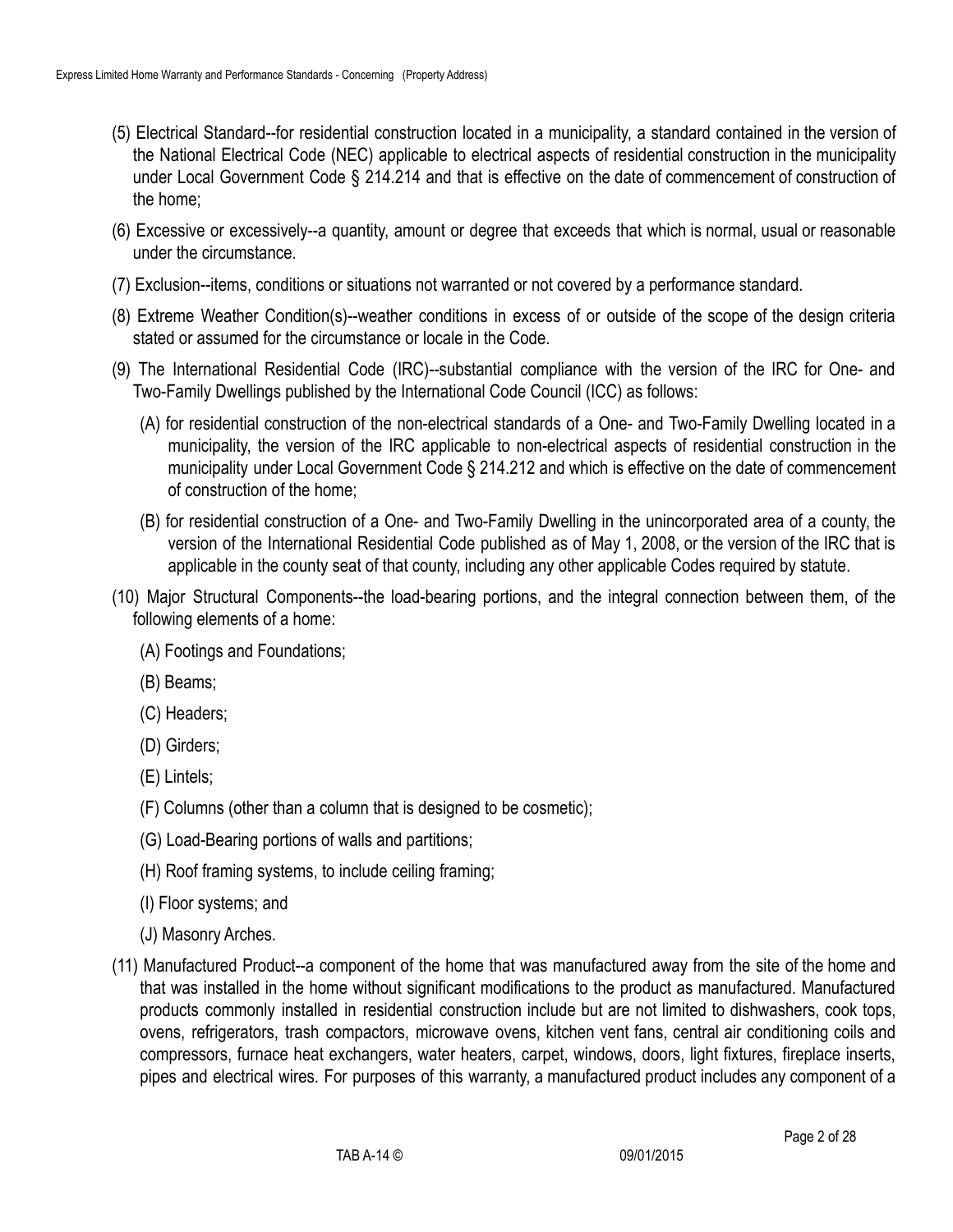(5) Electrical Standard--for residential construction located in a municipality, a standard contained in the version of the National Electrical Code (NEC) applicable to electrical aspects of residential construction in the municipality under Local Government Code § 214.214 and that is effective on the date of commencement of construction of the home;

(6) Excessive or excessively--a quantity, amount or degree that exceeds that which is normal, usual or reasonable under the circumstance.

(7) Exclusion--items, conditions or situations not warranted or not covered by a performance standard.

(8) Extreme Weather Condition(s)--weather conditions in excess of or outside of the scope of the design criteria stated or assumed for the circumstance or locale in the Code.

(9) The International Residential Code (IRC)--substantial compliance with the version of the IRC for One- and Two-Family Dwellings published by the International Code Council (ICC) as follows:

  (A) for residential construction of the non-electrical standards of a One- and Two-Family Dwelling located in a municipality, the version of the IRC applicable to non-electrical aspects of residential construction in the municipality under Local Government Code § 214.212 and which is effective on the date of commencement of construction of the home;

  (B) for residential construction of a One- and Two-Family Dwelling in the unincorporated area of a county, the version of the International Residential Code published as of May 1, 2008, or the version of the IRC that is applicable in the county seat of that county, including any other applicable Codes required by statute.

(10) Major Structural Components--the load-bearing portions, and the integral connection between them, of the following elements of a home:

  (A) Footings and Foundations;

  (B) Beams;

  (C) Headers;

  (D) Girders;

  (E) Lintels;

  (F) Columns (other than a column that is designed to be cosmetic);

  (G) Load-Bearing portions of walls and partitions;

  (H) Roof framing systems, to include ceiling framing;

  (I) Floor systems; and

  (J) Masonry Arches.

(11) Manufactured Product--a component of the home that was manufactured away from the site of the home and that was installed in the home without significant modifications to the product as manufactured. Manufactured products commonly installed in residential construction include but are not limited to dishwashers, cook tops, ovens, refrigerators, trash compactors, microwave ovens, kitchen vent fans, central air conditioning coils and compressors, furnace heat exchangers, water heaters, carpet, windows, doors, light fixtures, fireplace inserts, pipes and electrical wires. For purposes of this warranty, a manufactured product includes any component of a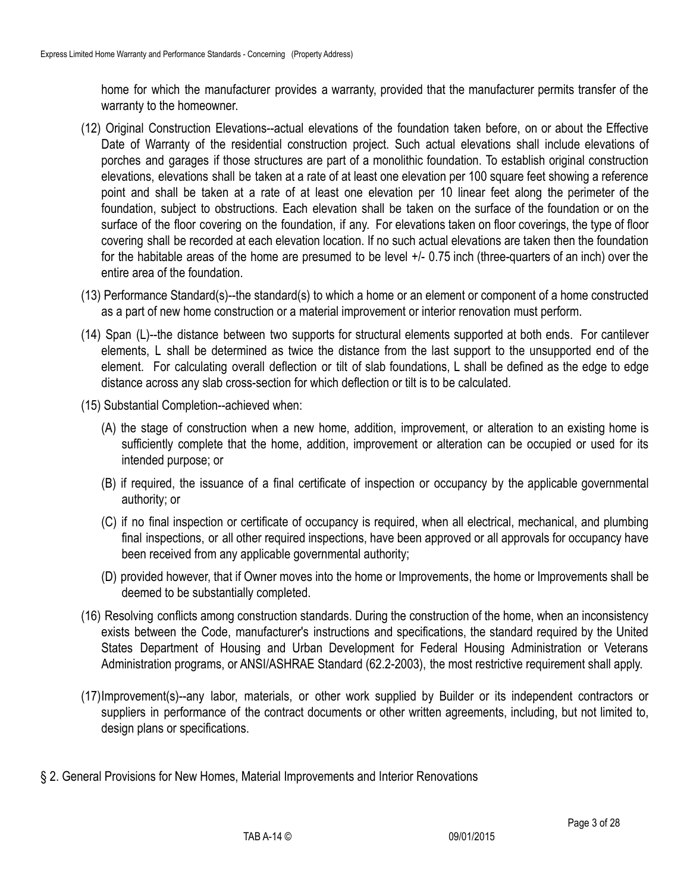home for which the manufacturer provides a warranty, provided that the manufacturer permits transfer of the warranty to the homeowner.

(12) Original Construction Elevations--actual elevations of the foundation taken before, on or about the Effective Date of Warranty of the residential construction project. Such actual elevations shall include elevations of porches and garages if those structures are part of a monolithic foundation. To establish original construction elevations, elevations shall be taken at a rate of at least one elevation per 100 square feet showing a reference point and shall be taken at a rate of at least one elevation per 10 linear feet along the perimeter of the foundation, subject to obstructions. Each elevation shall be taken on the surface of the foundation or on the surface of the floor covering on the foundation, if any. For elevations taken on floor coverings, the type of floor covering shall be recorded at each elevation location. If no such actual elevations are taken then the foundation for the habitable areas of the home are presumed to be level +/- 0.75 inch (three-quarters of an inch) over the entire area of the foundation.

(13) Performance Standard(s)--the standard(s) to which a home or an element or component of a home constructed as a part of new home construction or a material improvement or interior renovation must perform.

(14) Span (L)--the distance between two supports for structural elements supported at both ends. For cantilever elements, L shall be determined as twice the distance from the last support to the unsupported end of the element. For calculating overall deflection or tilt of slab foundations, L shall be defined as the edge to edge distance across any slab cross-section for which deflection or tilt is to be calculated.

(15) Substantial Completion--achieved when:

(A) the stage of construction when a new home, addition, improvement, or alteration to an existing home is sufficiently complete that the home, addition, improvement or alteration can be occupied or used for its intended purpose; or

(B) if required, the issuance of a final certificate of inspection or occupancy by the applicable governmental authority; or

(C) if no final inspection or certificate of occupancy is required, when all electrical, mechanical, and plumbing final inspections, or all other required inspections, have been approved or all approvals for occupancy have been received from any applicable governmental authority;

(D) provided however, that if Owner moves into the home or Improvements, the home or Improvements shall be deemed to be substantially completed.

(16) Resolving conflicts among construction standards. During the construction of the home, when an inconsistency exists between the Code, manufacturer's instructions and specifications, the standard required by the United States Department of Housing and Urban Development for Federal Housing Administration or Veterans Administration programs, or ANSI/ASHRAE Standard (62.2-2003), the most restrictive requirement shall apply.

(17) Improvement(s)--any labor, materials, or other work supplied by Builder or its independent contractors or suppliers in performance of the contract documents or other written agreements, including, but not limited to, design plans or specifications.

## § 2. General Provisions for New Homes, Material Improvements and Interior Renovations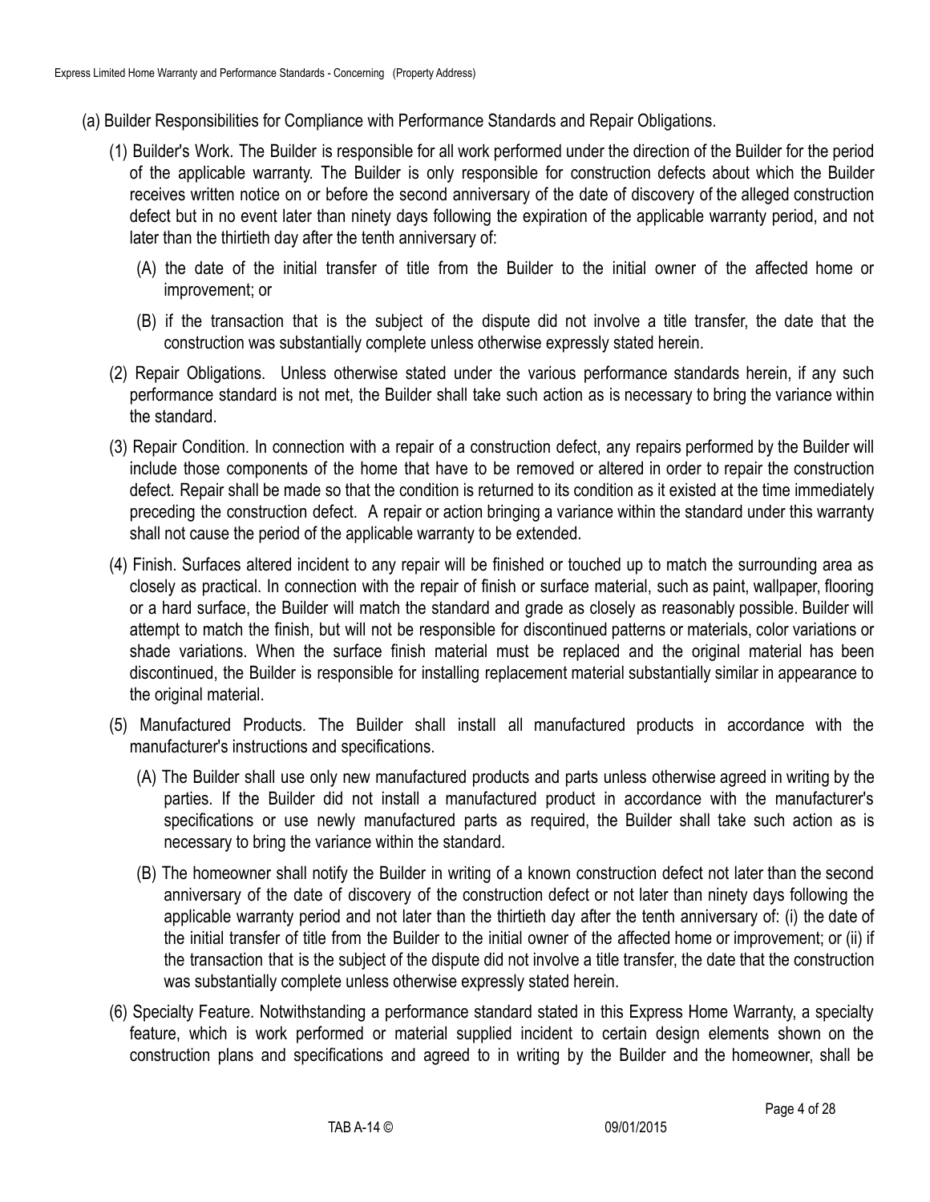(a) Builder Responsibilities for Compliance with Performance Standards and Repair Obligations.

(1) Builder's Work. The Builder is responsible for all work performed under the direction of the Builder for the period of the applicable warranty. The Builder is only responsible for construction defects about which the Builder receives written notice on or before the second anniversary of the date of discovery of the alleged construction defect but in no event later than ninety days following the expiration of the applicable warranty period, and not later than the thirtieth day after the tenth anniversary of:

(A) the date of the initial transfer of title from the Builder to the initial owner of the affected home or improvement; or

(B) if the transaction that is the subject of the dispute did not involve a title transfer, the date that the construction was substantially complete unless otherwise expressly stated herein.

(2) Repair Obligations. Unless otherwise stated under the various performance standards herein, if any such performance standard is not met, the Builder shall take such action as is necessary to bring the variance within the standard.

(3) Repair Condition. In connection with a repair of a construction defect, any repairs performed by the Builder will include those components of the home that have to be removed or altered in order to repair the construction defect. Repair shall be made so that the condition is returned to its condition as it existed at the time immediately preceding the construction defect. A repair or action bringing a variance within the standard under this warranty shall not cause the period of the applicable warranty to be extended.

(4) Finish. Surfaces altered incident to any repair will be finished or touched up to match the surrounding area as closely as practical. In connection with the repair of finish or surface material, such as paint, wallpaper, flooring or a hard surface, the Builder will match the standard and grade as closely as reasonably possible. Builder will attempt to match the finish, but will not be responsible for discontinued patterns or materials, color variations or shade variations. When the surface finish material must be replaced and the original material has been discontinued, the Builder is responsible for installing replacement material substantially similar in appearance to the original material.

(5) Manufactured Products. The Builder shall install all manufactured products in accordance with the manufacturer's instructions and specifications.

(A) The Builder shall use only new manufactured products and parts unless otherwise agreed in writing by the parties. If the Builder did not install a manufactured product in accordance with the manufacturer's specifications or use newly manufactured parts as required, the Builder shall take such action as is necessary to bring the variance within the standard.

(B) The homeowner shall notify the Builder in writing of a known construction defect not later than the second anniversary of the date of discovery of the construction defect or not later than ninety days following the applicable warranty period and not later than the thirtieth day after the tenth anniversary of: (i) the date of the initial transfer of title from the Builder to the initial owner of the affected home or improvement; or (ii) if the transaction that is the subject of the dispute did not involve a title transfer, the date that the construction was substantially complete unless otherwise expressly stated herein.

(6) Specialty Feature. Notwithstanding a performance standard stated in this Express Home Warranty, a specialty feature, which is work performed or material supplied incident to certain design elements shown on the construction plans and specifications and agreed to in writing by the Builder and the homeowner, shall be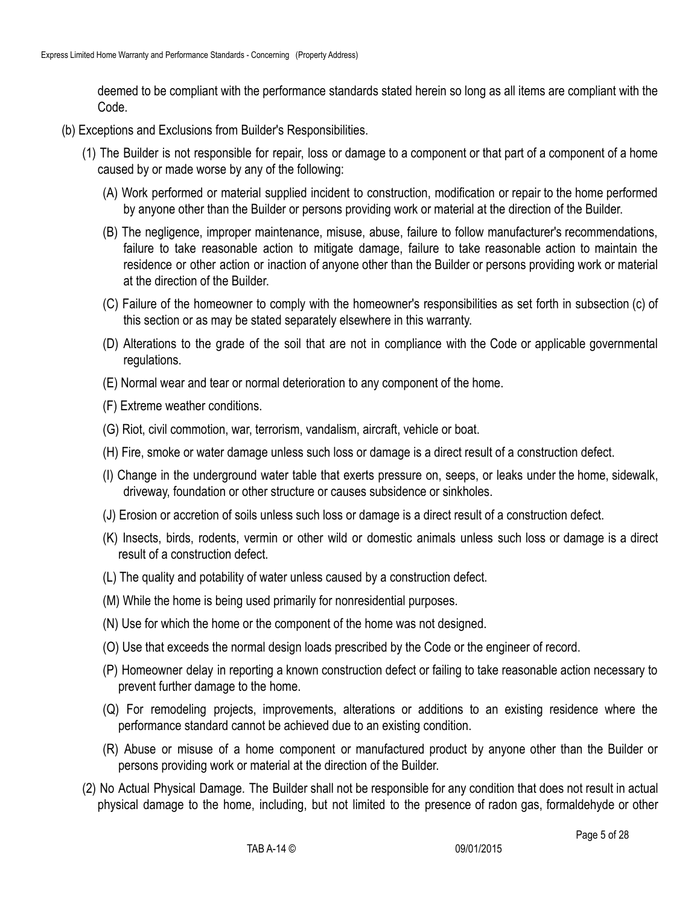deemed to be compliant with the performance standards stated herein so long as all items are compliant with the Code.

(b) Exceptions and Exclusions from Builder's Responsibilities.

(1) The Builder is not responsible for repair, loss or damage to a component or that part of a component of a home caused by or made worse by any of the following:

(A) Work performed or material supplied incident to construction, modification or repair to the home performed by anyone other than the Builder or persons providing work or material at the direction of the Builder.

(B) The negligence, improper maintenance, misuse, abuse, failure to follow manufacturer's recommendations, failure to take reasonable action to mitigate damage, failure to take reasonable action to maintain the residence or other action or inaction of anyone other than the Builder or persons providing work or material at the direction of the Builder.

(C) Failure of the homeowner to comply with the homeowner's responsibilities as set forth in subsection (c) of this section or as may be stated separately elsewhere in this warranty.

(D) Alterations to the grade of the soil that are not in compliance with the Code or applicable governmental regulations.

(E) Normal wear and tear or normal deterioration to any component of the home.

(F) Extreme weather conditions.

(G) Riot, civil commotion, war, terrorism, vandalism, aircraft, vehicle or boat.

(H) Fire, smoke or water damage unless such loss or damage is a direct result of a construction defect.

(I) Change in the underground water table that exerts pressure on, seeps, or leaks under the home, sidewalk, driveway, foundation or other structure or causes subsidence or sinkholes.

(J) Erosion or accretion of soils unless such loss or damage is a direct result of a construction defect.

(K) Insects, birds, rodents, vermin or other wild or domestic animals unless such loss or damage is a direct result of a construction defect.

(L) The quality and potability of water unless caused by a construction defect.

(M) While the home is being used primarily for nonresidential purposes.

(N) Use for which the home or the component of the home was not designed.

(O) Use that exceeds the normal design loads prescribed by the Code or the engineer of record.

(P) Homeowner delay in reporting a known construction defect or failing to take reasonable action necessary to prevent further damage to the home.

(Q) For remodeling projects, improvements, alterations or additions to an existing residence where the performance standard cannot be achieved due to an existing condition.

(R) Abuse or misuse of a home component or manufactured product by anyone other than the Builder or persons providing work or material at the direction of the Builder.

(2) No Actual Physical Damage. The Builder shall not be responsible for any condition that does not result in actual physical damage to the home, including, but not limited to the presence of radon gas, formaldehyde or other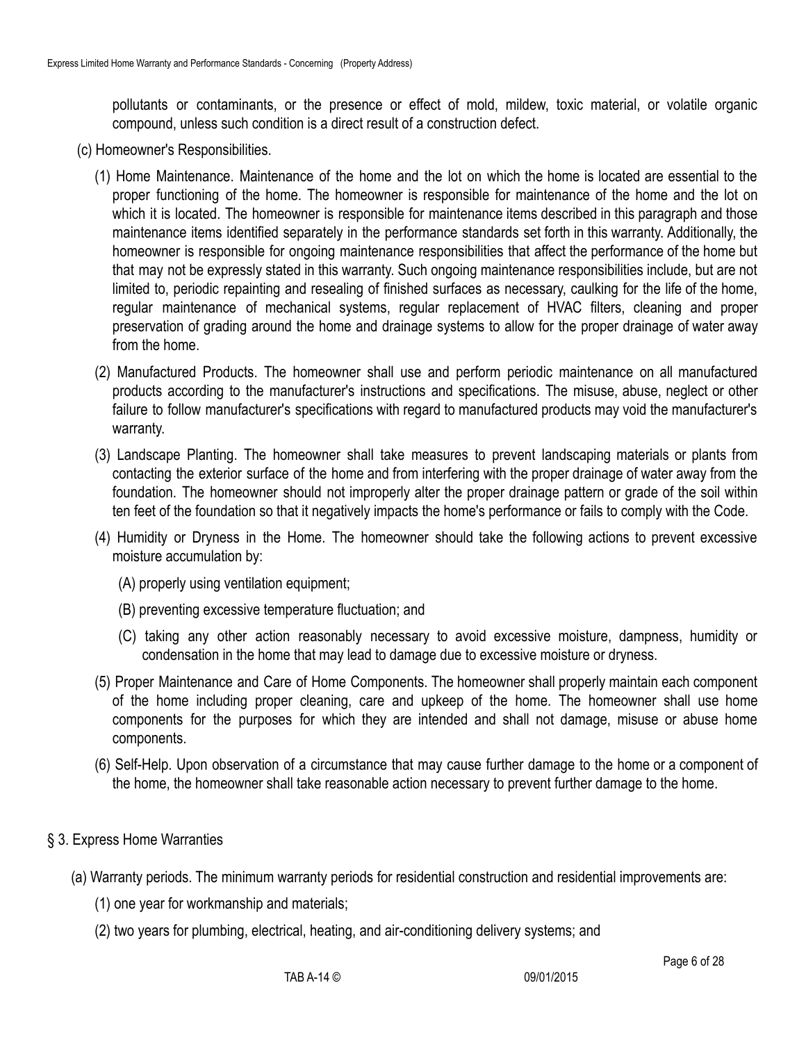pollutants or contaminants, or the presence or effect of mold, mildew, toxic material, or volatile organic compound, unless such condition is a direct result of a construction defect.

(c) Homeowner's Responsibilities.

(1) Home Maintenance. Maintenance of the home and the lot on which the home is located are essential to the proper functioning of the home. The homeowner is responsible for maintenance of the home and the lot on which it is located. The homeowner is responsible for maintenance items described in this paragraph and those maintenance items identified separately in the performance standards set forth in this warranty. Additionally, the homeowner is responsible for ongoing maintenance responsibilities that affect the performance of the home but that may not be expressly stated in this warranty. Such ongoing maintenance responsibilities include, but are not limited to, periodic repainting and resealing of finished surfaces as necessary, caulking for the life of the home, regular maintenance of mechanical systems, regular replacement of HVAC filters, cleaning and proper preservation of grading around the home and drainage systems to allow for the proper drainage of water away from the home.

(2) Manufactured Products. The homeowner shall use and perform periodic maintenance on all manufactured products according to the manufacturer's instructions and specifications. The misuse, abuse, neglect or other failure to follow manufacturer's specifications with regard to manufactured products may void the manufacturer's warranty.

(3) Landscape Planting. The homeowner shall take measures to prevent landscaping materials or plants from contacting the exterior surface of the home and from interfering with the proper drainage of water away from the foundation. The homeowner should not improperly alter the proper drainage pattern or grade of the soil within ten feet of the foundation so that it negatively impacts the home's performance or fails to comply with the Code.

(4) Humidity or Dryness in the Home. The homeowner should take the following actions to prevent excessive moisture accumulation by:

(A) properly using ventilation equipment;

(B) preventing excessive temperature fluctuation; and

(C) taking any other action reasonably necessary to avoid excessive moisture, dampness, humidity or condensation in the home that may lead to damage due to excessive moisture or dryness.

(5) Proper Maintenance and Care of Home Components. The homeowner shall properly maintain each component of the home including proper cleaning, care and upkeep of the home. The homeowner shall use home components for the purposes for which they are intended and shall not damage, misuse or abuse home components.

(6) Self-Help. Upon observation of a circumstance that may cause further damage to the home or a component of the home, the homeowner shall take reasonable action necessary to prevent further damage to the home.

## § 3. Express Home Warranties

(a) Warranty periods. The minimum warranty periods for residential construction and residential improvements are:

(1) one year for workmanship and materials;

(2) two years for plumbing, electrical, heating, and air-conditioning delivery systems; and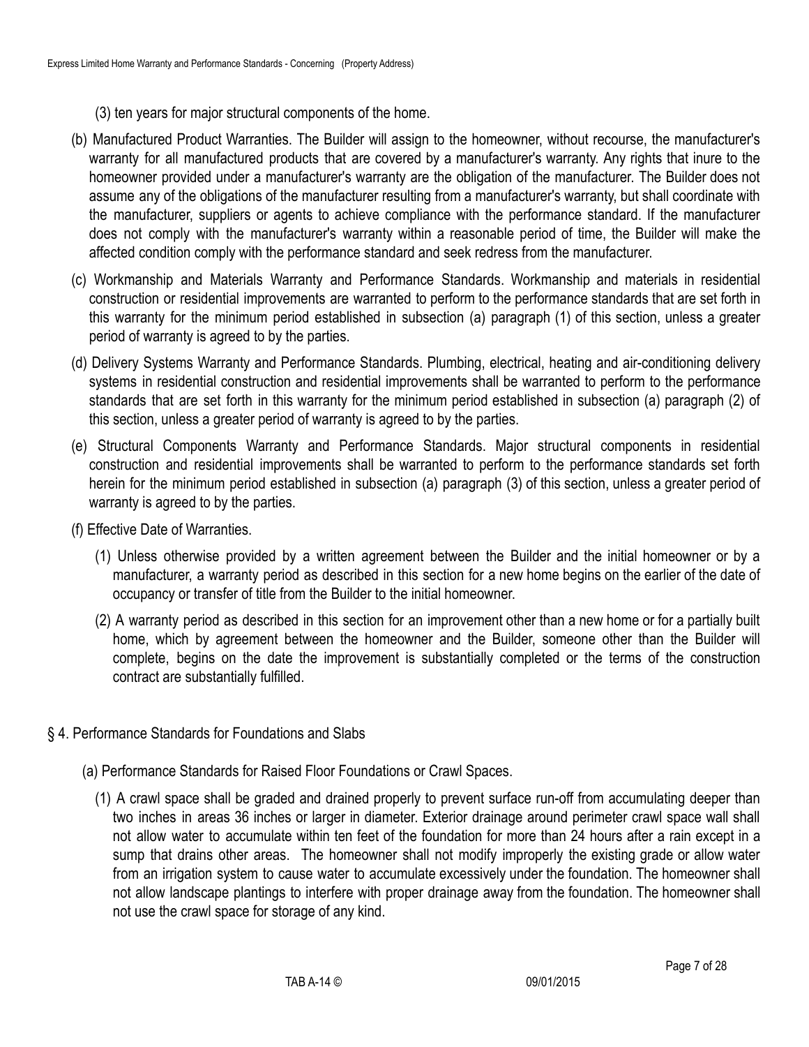(3) ten years for major structural components of the home.

(b) Manufactured Product Warranties. The Builder will assign to the homeowner, without recourse, the manufacturer's warranty for all manufactured products that are covered by a manufacturer's warranty. Any rights that inure to the homeowner provided under a manufacturer's warranty are the obligation of the manufacturer. The Builder does not assume any of the obligations of the manufacturer resulting from a manufacturer's warranty, but shall coordinate with the manufacturer, suppliers or agents to achieve compliance with the performance standard. If the manufacturer does not comply with the manufacturer's warranty within a reasonable period of time, the Builder will make the affected condition comply with the performance standard and seek redress from the manufacturer.

(c) Workmanship and Materials Warranty and Performance Standards. Workmanship and materials in residential construction or residential improvements are warranted to perform to the performance standards that are set forth in this warranty for the minimum period established in subsection (a) paragraph (1) of this section, unless a greater period of warranty is agreed to by the parties.

(d) Delivery Systems Warranty and Performance Standards. Plumbing, electrical, heating and air-conditioning delivery systems in residential construction and residential improvements shall be warranted to perform to the performance standards that are set forth in this warranty for the minimum period established in subsection (a) paragraph (2) of this section, unless a greater period of warranty is agreed to by the parties.

(e) Structural Components Warranty and Performance Standards. Major structural components in residential construction and residential improvements shall be warranted to perform to the performance standards set forth herein for the minimum period established in subsection (a) paragraph (3) of this section, unless a greater period of warranty is agreed to by the parties.

(f) Effective Date of Warranties.

(1) Unless otherwise provided by a written agreement between the Builder and the initial homeowner or by a manufacturer, a warranty period as described in this section for a new home begins on the earlier of the date of occupancy or transfer of title from the Builder to the initial homeowner.

(2) A warranty period as described in this section for an improvement other than a new home or for a partially built home, which by agreement between the homeowner and the Builder, someone other than the Builder will complete, begins on the date the improvement is substantially completed or the terms of the construction contract are substantially fulfilled.

## § 4. Performance Standards for Foundations and Slabs

(a) Performance Standards for Raised Floor Foundations or Crawl Spaces.

(1) A crawl space shall be graded and drained properly to prevent surface run-off from accumulating deeper than two inches in areas 36 inches or larger in diameter. Exterior drainage around perimeter crawl space wall shall not allow water to accumulate within ten feet of the foundation for more than 24 hours after a rain except in a sump that drains other areas. The homeowner shall not modify improperly the existing grade or allow water from an irrigation system to cause water to accumulate excessively under the foundation. The homeowner shall not allow landscape plantings to interfere with proper drainage away from the foundation. The homeowner shall not use the crawl space for storage of any kind.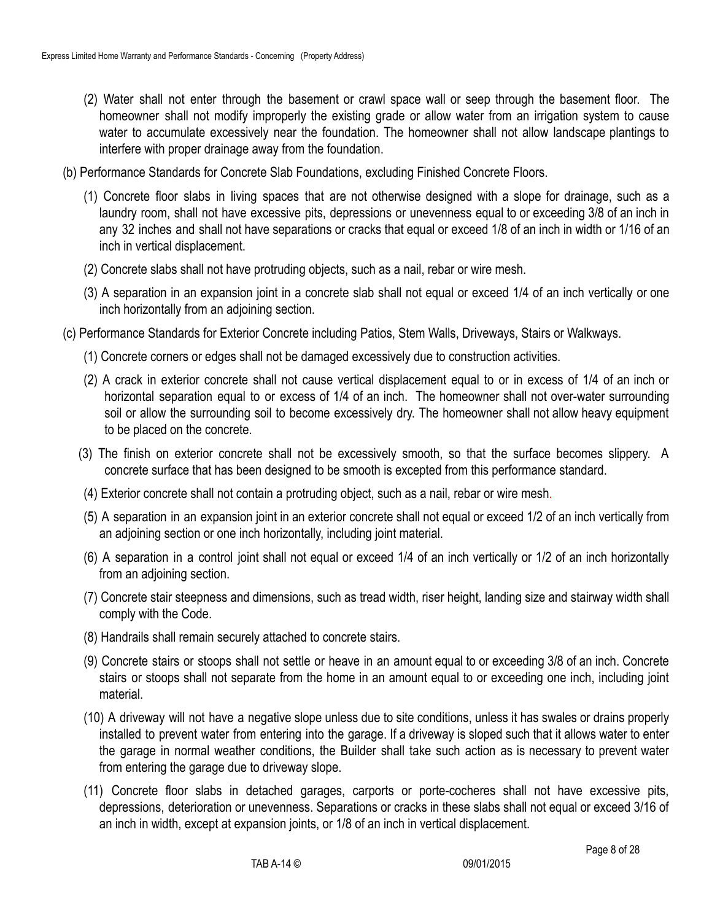(2) Water shall not enter through the basement or crawl space wall or seep through the basement floor. The homeowner shall not modify improperly the existing grade or allow water from an irrigation system to cause water to accumulate excessively near the foundation. The homeowner shall not allow landscape plantings to interfere with proper drainage away from the foundation.

(b) Performance Standards for Concrete Slab Foundations, excluding Finished Concrete Floors.

(1) Concrete floor slabs in living spaces that are not otherwise designed with a slope for drainage, such as a laundry room, shall not have excessive pits, depressions or unevenness equal to or exceeding 3/8 of an inch in any 32 inches and shall not have separations or cracks that equal or exceed 1/8 of an inch in width or 1/16 of an inch in vertical displacement.

(2) Concrete slabs shall not have protruding objects, such as a nail, rebar or wire mesh.

(3) A separation in an expansion joint in a concrete slab shall not equal or exceed 1/4 of an inch vertically or one inch horizontally from an adjoining section.

(c) Performance Standards for Exterior Concrete including Patios, Stem Walls, Driveways, Stairs or Walkways.

(1) Concrete corners or edges shall not be damaged excessively due to construction activities.

(2) A crack in exterior concrete shall not cause vertical displacement equal to or in excess of 1/4 of an inch or horizontal separation equal to or excess of 1/4 of an inch. The homeowner shall not over-water surrounding soil or allow the surrounding soil to become excessively dry. The homeowner shall not allow heavy equipment to be placed on the concrete.

(3) The finish on exterior concrete shall not be excessively smooth, so that the surface becomes slippery. A concrete surface that has been designed to be smooth is excepted from this performance standard.

(4) Exterior concrete shall not contain a protruding object, such as a nail, rebar or wire mesh.

(5) A separation in an expansion joint in an exterior concrete shall not equal or exceed 1/2 of an inch vertically from an adjoining section or one inch horizontally, including joint material.

(6) A separation in a control joint shall not equal or exceed 1/4 of an inch vertically or 1/2 of an inch horizontally from an adjoining section.

(7) Concrete stair steepness and dimensions, such as tread width, riser height, landing size and stairway width shall comply with the Code.

(8) Handrails shall remain securely attached to concrete stairs.

(9) Concrete stairs or stoops shall not settle or heave in an amount equal to or exceeding 3/8 of an inch. Concrete stairs or stoops shall not separate from the home in an amount equal to or exceeding one inch, including joint material.

(10) A driveway will not have a negative slope unless due to site conditions, unless it has swales or drains properly installed to prevent water from entering into the garage. If a driveway is sloped such that it allows water to enter the garage in normal weather conditions, the Builder shall take such action as is necessary to prevent water from entering the garage due to driveway slope.

(11) Concrete floor slabs in detached garages, carports or porte-cocheres shall not have excessive pits, depressions, deterioration or unevenness. Separations or cracks in these slabs shall not equal or exceed 3/16 of an inch in width, except at expansion joints, or 1/8 of an inch in vertical displacement.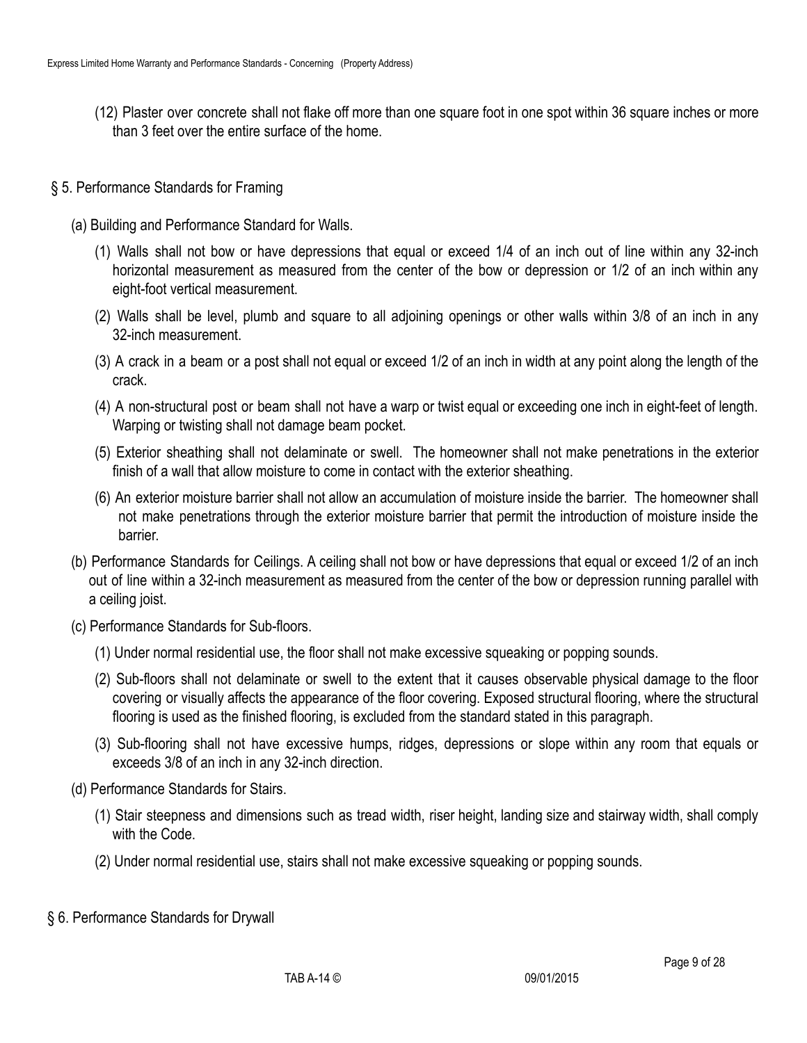(12) Plaster over concrete shall not flake off more than one square foot in one spot within 36 square inches or more than 3 feet over the entire surface of the home.

## § 5. Performance Standards for Framing

(a) Building and Performance Standard for Walls.

(1) Walls shall not bow or have depressions that equal or exceed 1/4 of an inch out of line within any 32-inch horizontal measurement as measured from the center of the bow or depression or 1/2 of an inch within any eight-foot vertical measurement.

(2) Walls shall be level, plumb and square to all adjoining openings or other walls within 3/8 of an inch in any 32-inch measurement.

(3) A crack in a beam or a post shall not equal or exceed 1/2 of an inch in width at any point along the length of the crack.

(4) A non-structural post or beam shall not have a warp or twist equal or exceeding one inch in eight-feet of length. Warping or twisting shall not damage beam pocket.

(5) Exterior sheathing shall not delaminate or swell. The homeowner shall not make penetrations in the exterior finish of a wall that allow moisture to come in contact with the exterior sheathing.

(6) An exterior moisture barrier shall not allow an accumulation of moisture inside the barrier. The homeowner shall not make penetrations through the exterior moisture barrier that permit the introduction of moisture inside the barrier.

(b) Performance Standards for Ceilings. A ceiling shall not bow or have depressions that equal or exceed 1/2 of an inch out of line within a 32-inch measurement as measured from the center of the bow or depression running parallel with a ceiling joist.

(c) Performance Standards for Sub-floors.

(1) Under normal residential use, the floor shall not make excessive squeaking or popping sounds.

(2) Sub-floors shall not delaminate or swell to the extent that it causes observable physical damage to the floor covering or visually affects the appearance of the floor covering. Exposed structural flooring, where the structural flooring is used as the finished flooring, is excluded from the standard stated in this paragraph.

(3) Sub-flooring shall not have excessive humps, ridges, depressions or slope within any room that equals or exceeds 3/8 of an inch in any 32-inch direction.

(d) Performance Standards for Stairs.

(1) Stair steepness and dimensions such as tread width, riser height, landing size and stairway width, shall comply with the Code.

(2) Under normal residential use, stairs shall not make excessive squeaking or popping sounds.

## § 6. Performance Standards for Drywall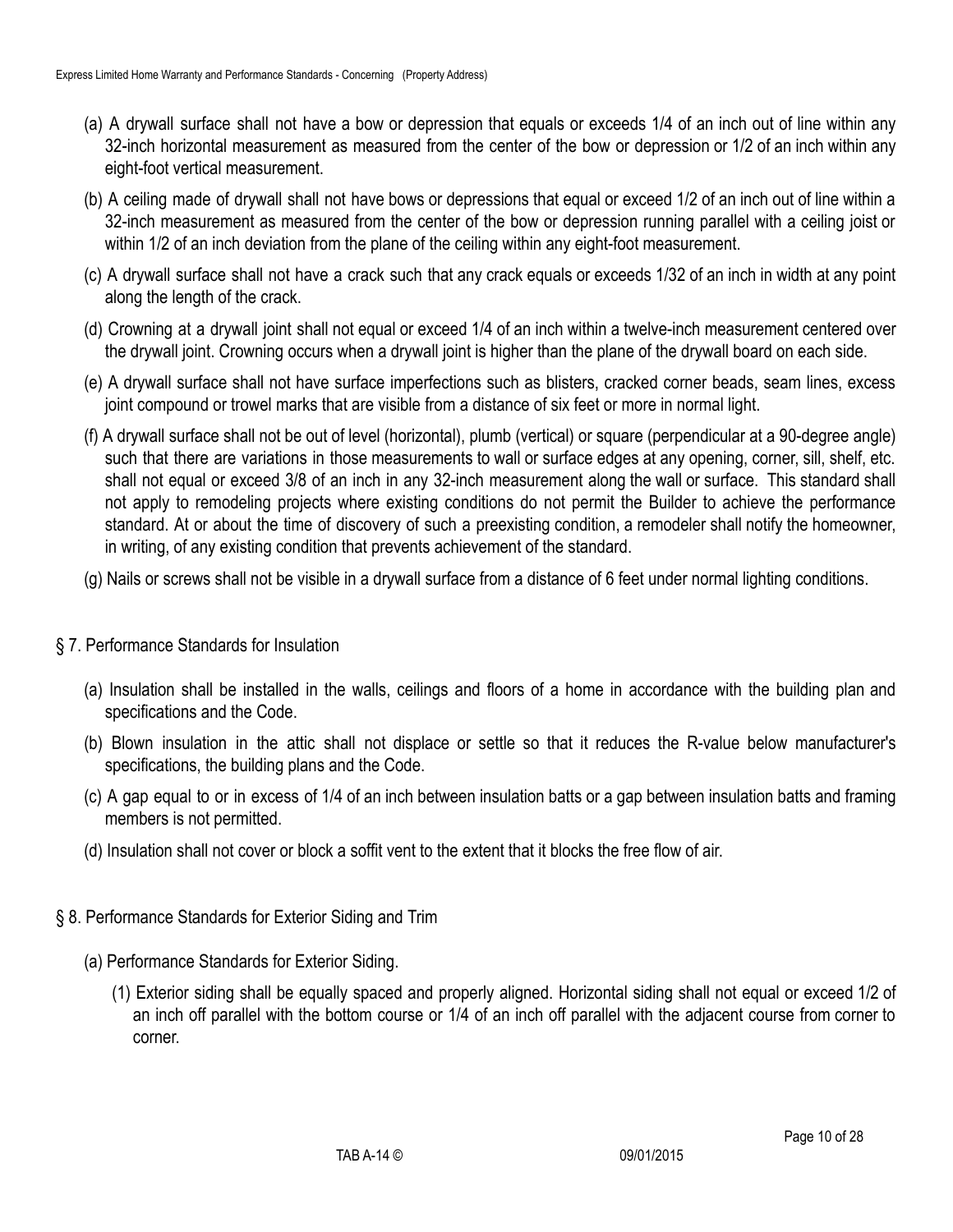(a) A drywall surface shall not have a bow or depression that equals or exceeds 1/4 of an inch out of line within any 32-inch horizontal measurement as measured from the center of the bow or depression or 1/2 of an inch within any eight-foot vertical measurement.

(b) A ceiling made of drywall shall not have bows or depressions that equal or exceed 1/2 of an inch out of line within a 32-inch measurement as measured from the center of the bow or depression running parallel with a ceiling joist or within 1/2 of an inch deviation from the plane of the ceiling within any eight-foot measurement.

(c) A drywall surface shall not have a crack such that any crack equals or exceeds 1/32 of an inch in width at any point along the length of the crack.

(d) Crowning at a drywall joint shall not equal or exceed 1/4 of an inch within a twelve-inch measurement centered over the drywall joint. Crowning occurs when a drywall joint is higher than the plane of the drywall board on each side.

(e) A drywall surface shall not have surface imperfections such as blisters, cracked corner beads, seam lines, excess joint compound or trowel marks that are visible from a distance of six feet or more in normal light.

(f) A drywall surface shall not be out of level (horizontal), plumb (vertical) or square (perpendicular at a 90-degree angle) such that there are variations in those measurements to wall or surface edges at any opening, corner, sill, shelf, etc. shall not equal or exceed 3/8 of an inch in any 32-inch measurement along the wall or surface. This standard shall not apply to remodeling projects where existing conditions do not permit the Builder to achieve the performance standard. At or about the time of discovery of such a preexisting condition, a remodeler shall notify the homeowner, in writing, of any existing condition that prevents achievement of the standard.

(g) Nails or screws shall not be visible in a drywall surface from a distance of 6 feet under normal lighting conditions.

## § 7. Performance Standards for Insulation

(a) Insulation shall be installed in the walls, ceilings and floors of a home in accordance with the building plan and specifications and the Code.

(b) Blown insulation in the attic shall not displace or settle so that it reduces the R-value below manufacturer's specifications, the building plans and the Code.

(c) A gap equal to or in excess of 1/4 of an inch between insulation batts or a gap between insulation batts and framing members is not permitted.

(d) Insulation shall not cover or block a soffit vent to the extent that it blocks the free flow of air.

## § 8. Performance Standards for Exterior Siding and Trim

(a) Performance Standards for Exterior Siding.

(1) Exterior siding shall be equally spaced and properly aligned. Horizontal siding shall not equal or exceed 1/2 of an inch off parallel with the bottom course or 1/4 of an inch off parallel with the adjacent course from corner to corner.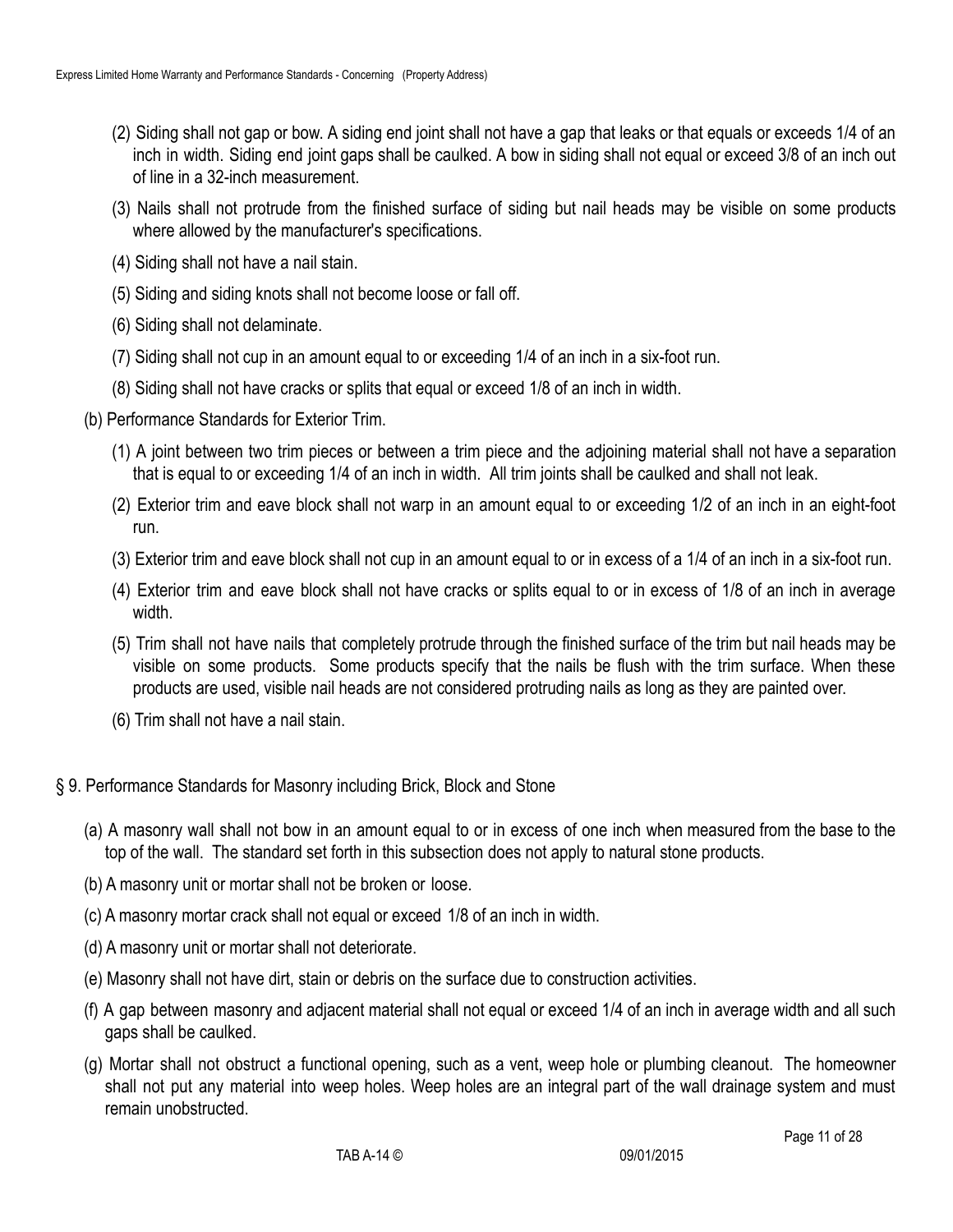(2) Siding shall not gap or bow. A siding end joint shall not have a gap that leaks or that equals or exceeds 1/4 of an inch in width. Siding end joint gaps shall be caulked. A bow in siding shall not equal or exceed 3/8 of an inch out of line in a 32-inch measurement.

(3) Nails shall not protrude from the finished surface of siding but nail heads may be visible on some products where allowed by the manufacturer's specifications.

(4) Siding shall not have a nail stain.

(5) Siding and siding knots shall not become loose or fall off.

(6) Siding shall not delaminate.

(7) Siding shall not cup in an amount equal to or exceeding 1/4 of an inch in a six-foot run.

(8) Siding shall not have cracks or splits that equal or exceed 1/8 of an inch in width.

(b) Performance Standards for Exterior Trim.

(1) A joint between two trim pieces or between a trim piece and the adjoining material shall not have a separation that is equal to or exceeding 1/4 of an inch in width. All trim joints shall be caulked and shall not leak.

(2) Exterior trim and eave block shall not warp in an amount equal to or exceeding 1/2 of an inch in an eight-foot run.

(3) Exterior trim and eave block shall not cup in an amount equal to or in excess of a 1/4 of an inch in a six-foot run.

(4) Exterior trim and eave block shall not have cracks or splits equal to or in excess of 1/8 of an inch in average width.

(5) Trim shall not have nails that completely protrude through the finished surface of the trim but nail heads may be visible on some products. Some products specify that the nails be flush with the trim surface. When these products are used, visible nail heads are not considered protruding nails as long as they are painted over.

(6) Trim shall not have a nail stain.

§ 9. Performance Standards for Masonry including Brick, Block and Stone

(a) A masonry wall shall not bow in an amount equal to or in excess of one inch when measured from the base to the top of the wall. The standard set forth in this subsection does not apply to natural stone products.

(b) A masonry unit or mortar shall not be broken or loose.

(c) A masonry mortar crack shall not equal or exceed 1/8 of an inch in width.

(d) A masonry unit or mortar shall not deteriorate.

(e) Masonry shall not have dirt, stain or debris on the surface due to construction activities.

(f) A gap between masonry and adjacent material shall not equal or exceed 1/4 of an inch in average width and all such gaps shall be caulked.

(g) Mortar shall not obstruct a functional opening, such as a vent, weep hole or plumbing cleanout. The homeowner shall not put any material into weep holes. Weep holes are an integral part of the wall drainage system and must remain unobstructed.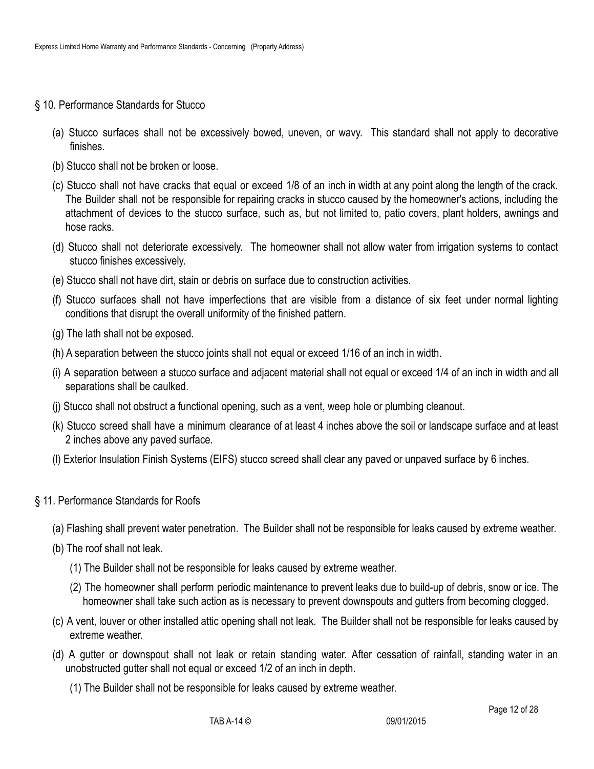## § 10. Performance Standards for Stucco

(a) Stucco surfaces shall not be excessively bowed, uneven, or wavy. This standard shall not apply to decorative finishes.

(b) Stucco shall not be broken or loose.

(c) Stucco shall not have cracks that equal or exceed 1/8 of an inch in width at any point along the length of the crack. The Builder shall not be responsible for repairing cracks in stucco caused by the homeowner's actions, including the attachment of devices to the stucco surface, such as, but not limited to, patio covers, plant holders, awnings and hose racks.

(d) Stucco shall not deteriorate excessively. The homeowner shall not allow water from irrigation systems to contact stucco finishes excessively.

(e) Stucco shall not have dirt, stain or debris on surface due to construction activities.

(f) Stucco surfaces shall not have imperfections that are visible from a distance of six feet under normal lighting conditions that disrupt the overall uniformity of the finished pattern.

(g) The lath shall not be exposed.

(h) A separation between the stucco joints shall not equal or exceed 1/16 of an inch in width.

(i) A separation between a stucco surface and adjacent material shall not equal or exceed 1/4 of an inch in width and all separations shall be caulked.

(j) Stucco shall not obstruct a functional opening, such as a vent, weep hole or plumbing cleanout.

(k) Stucco screed shall have a minimum clearance of at least 4 inches above the soil or landscape surface and at least 2 inches above any paved surface.

(l) Exterior Insulation Finish Systems (EIFS) stucco screed shall clear any paved or unpaved surface by 6 inches.

## § 11. Performance Standards for Roofs

(a) Flashing shall prevent water penetration. The Builder shall not be responsible for leaks caused by extreme weather.

(b) The roof shall not leak.

(1) The Builder shall not be responsible for leaks caused by extreme weather.

(2) The homeowner shall perform periodic maintenance to prevent leaks due to build-up of debris, snow or ice. The homeowner shall take such action as is necessary to prevent downspouts and gutters from becoming clogged.

(c) A vent, louver or other installed attic opening shall not leak. The Builder shall not be responsible for leaks caused by extreme weather.

(d) A gutter or downspout shall not leak or retain standing water. After cessation of rainfall, standing water in an unobstructed gutter shall not equal or exceed 1/2 of an inch in depth.

(1) The Builder shall not be responsible for leaks caused by extreme weather.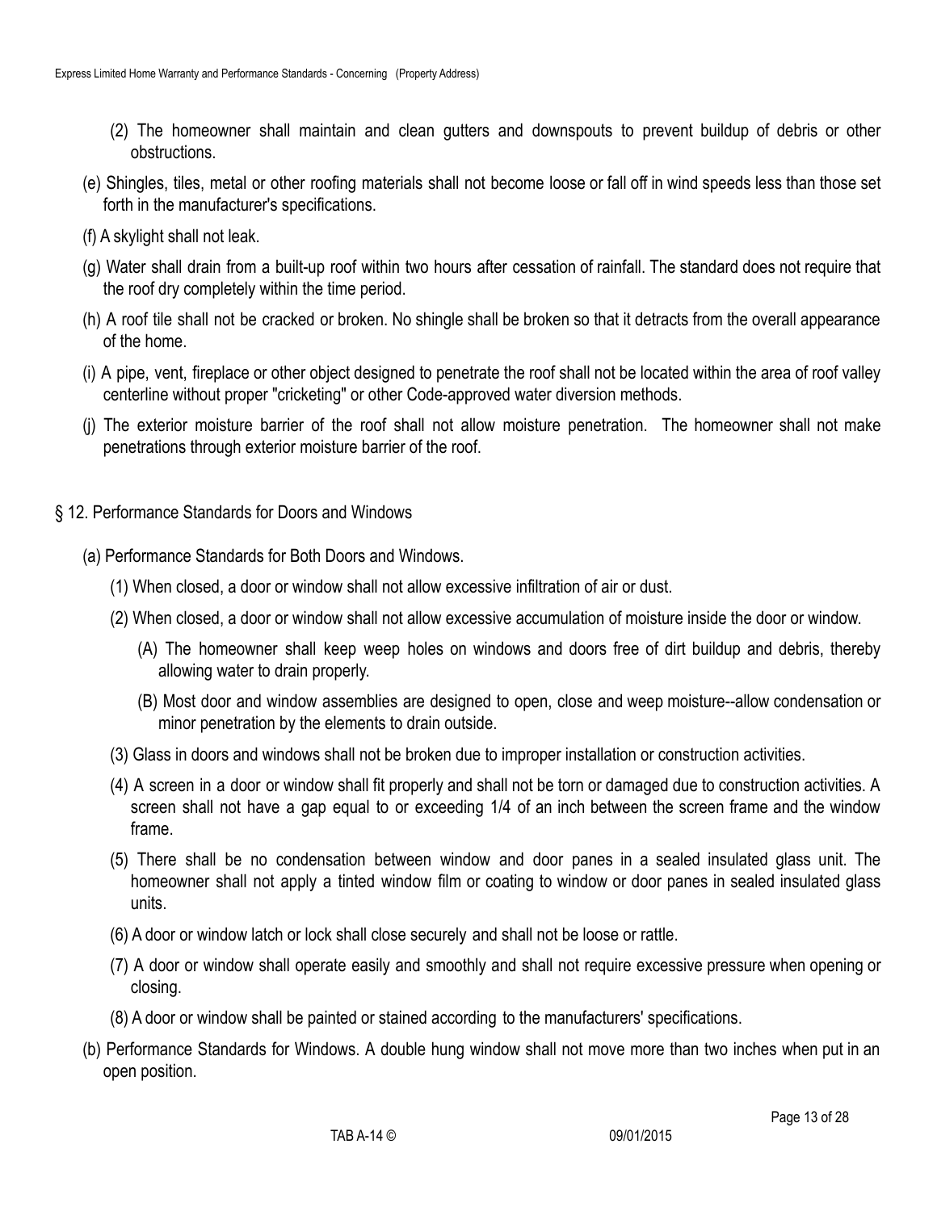(2) The homeowner shall maintain and clean gutters and downspouts to prevent buildup of debris or other obstructions.

(e) Shingles, tiles, metal or other roofing materials shall not become loose or fall off in wind speeds less than those set forth in the manufacturer's specifications.

(f) A skylight shall not leak.

(g) Water shall drain from a built-up roof within two hours after cessation of rainfall. The standard does not require that the roof dry completely within the time period.

(h) A roof tile shall not be cracked or broken. No shingle shall be broken so that it detracts from the overall appearance of the home.

(i) A pipe, vent, fireplace or other object designed to penetrate the roof shall not be located within the area of roof valley centerline without proper "cricketing" or other Code-approved water diversion methods.

(j) The exterior moisture barrier of the roof shall not allow moisture penetration. The homeowner shall not make penetrations through exterior moisture barrier of the roof.

## § 12. Performance Standards for Doors and Windows

(a) Performance Standards for Both Doors and Windows.

(1) When closed, a door or window shall not allow excessive infiltration of air or dust.

(2) When closed, a door or window shall not allow excessive accumulation of moisture inside the door or window.

(A) The homeowner shall keep weep holes on windows and doors free of dirt buildup and debris, thereby allowing water to drain properly.

(B) Most door and window assemblies are designed to open, close and weep moisture--allow condensation or minor penetration by the elements to drain outside.

(3) Glass in doors and windows shall not be broken due to improper installation or construction activities.

(4) A screen in a door or window shall fit properly and shall not be torn or damaged due to construction activities. A screen shall not have a gap equal to or exceeding 1/4 of an inch between the screen frame and the window frame.

(5) There shall be no condensation between window and door panes in a sealed insulated glass unit. The homeowner shall not apply a tinted window film or coating to window or door panes in sealed insulated glass units.

(6) A door or window latch or lock shall close securely and shall not be loose or rattle.

(7) A door or window shall operate easily and smoothly and shall not require excessive pressure when opening or closing.

(8) A door or window shall be painted or stained according to the manufacturers' specifications.

(b) Performance Standards for Windows. A double hung window shall not move more than two inches when put in an open position.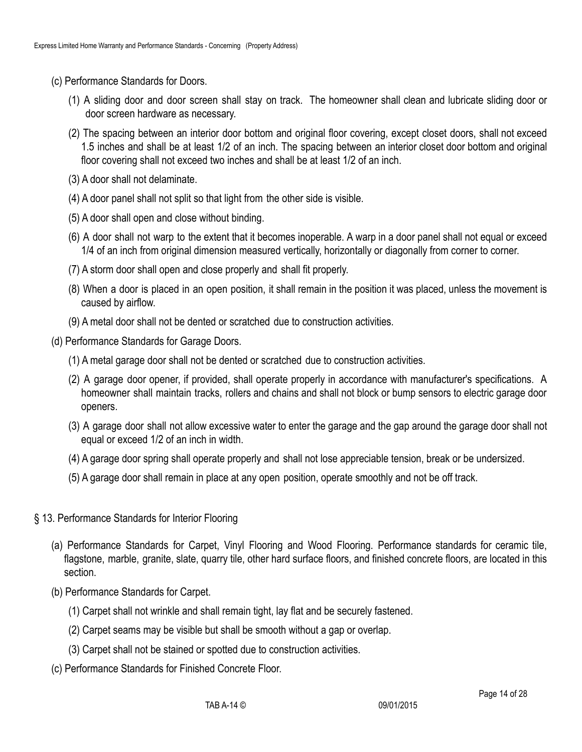(c) Performance Standards for Doors.

(1) A sliding door and door screen shall stay on track. The homeowner shall clean and lubricate sliding door or door screen hardware as necessary.

(2) The spacing between an interior door bottom and original floor covering, except closet doors, shall not exceed 1.5 inches and shall be at least 1/2 of an inch. The spacing between an interior closet door bottom and original floor covering shall not exceed two inches and shall be at least 1/2 of an inch.

(3) A door shall not delaminate.

(4) A door panel shall not split so that light from the other side is visible.

(5) A door shall open and close without binding.

(6) A door shall not warp to the extent that it becomes inoperable. A warp in a door panel shall not equal or exceed 1/4 of an inch from original dimension measured vertically, horizontally or diagonally from corner to corner.

(7) A storm door shall open and close properly and shall fit properly.

(8) When a door is placed in an open position, it shall remain in the position it was placed, unless the movement is caused by airflow.

(9) A metal door shall not be dented or scratched due to construction activities.

(d) Performance Standards for Garage Doors.

(1) A metal garage door shall not be dented or scratched due to construction activities.

(2) A garage door opener, if provided, shall operate properly in accordance with manufacturer's specifications. A homeowner shall maintain tracks, rollers and chains and shall not block or bump sensors to electric garage door openers.

(3) A garage door shall not allow excessive water to enter the garage and the gap around the garage door shall not equal or exceed 1/2 of an inch in width.

(4) A garage door spring shall operate properly and shall not lose appreciable tension, break or be undersized.

(5) A garage door shall remain in place at any open position, operate smoothly and not be off track.

## § 13. Performance Standards for Interior Flooring

(a) Performance Standards for Carpet, Vinyl Flooring and Wood Flooring. Performance standards for ceramic tile, flagstone, marble, granite, slate, quarry tile, other hard surface floors, and finished concrete floors, are located in this section.

(b) Performance Standards for Carpet.

(1) Carpet shall not wrinkle and shall remain tight, lay flat and be securely fastened.

(2) Carpet seams may be visible but shall be smooth without a gap or overlap.

(3) Carpet shall not be stained or spotted due to construction activities.

(c) Performance Standards for Finished Concrete Floor.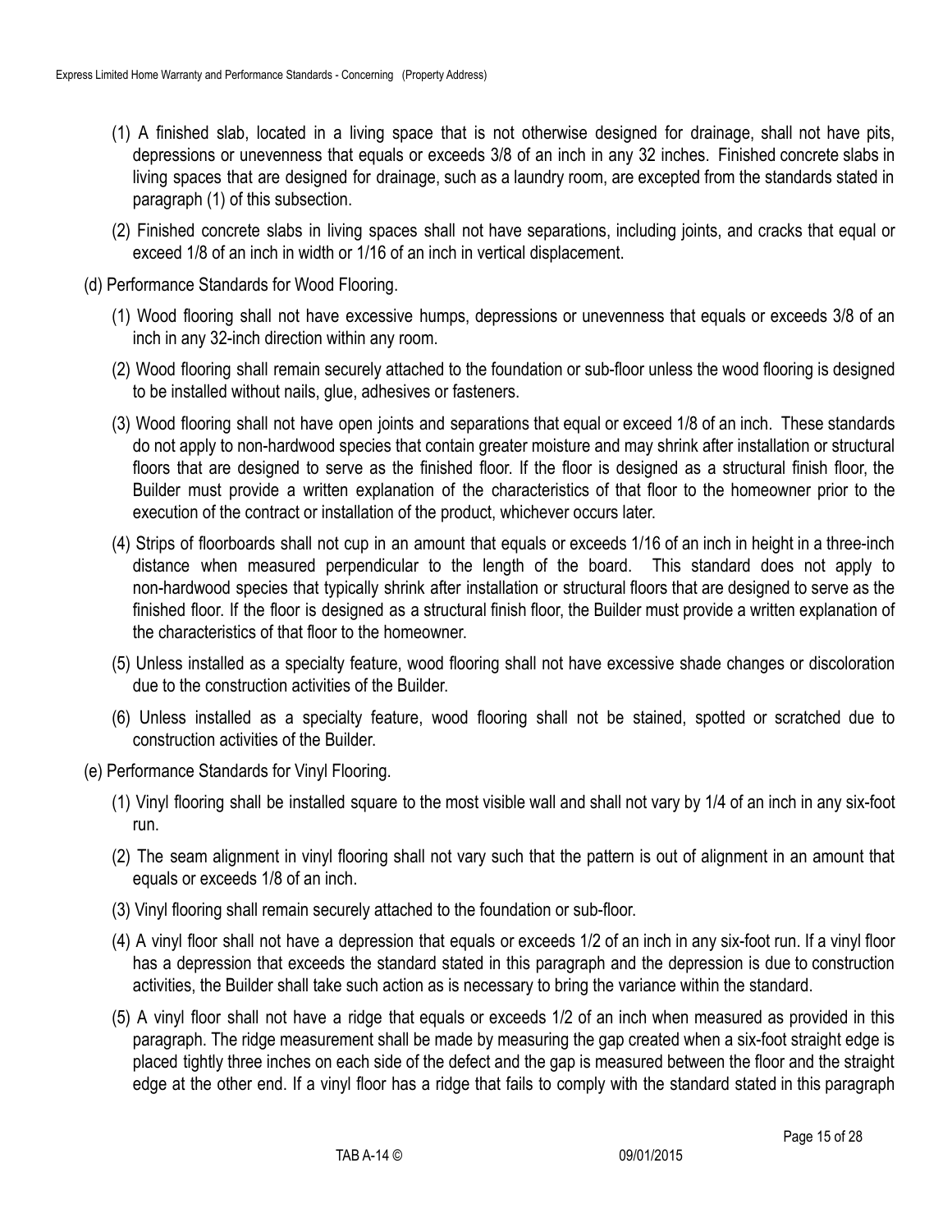(1) A finished slab, located in a living space that is not otherwise designed for drainage, shall not have pits, depressions or unevenness that equals or exceeds 3/8 of an inch in any 32 inches. Finished concrete slabs in living spaces that are designed for drainage, such as a laundry room, are excepted from the standards stated in paragraph (1) of this subsection.

(2) Finished concrete slabs in living spaces shall not have separations, including joints, and cracks that equal or exceed 1/8 of an inch in width or 1/16 of an inch in vertical displacement.

(d) Performance Standards for Wood Flooring.

(1) Wood flooring shall not have excessive humps, depressions or unevenness that equals or exceeds 3/8 of an inch in any 32-inch direction within any room.

(2) Wood flooring shall remain securely attached to the foundation or sub-floor unless the wood flooring is designed to be installed without nails, glue, adhesives or fasteners.

(3) Wood flooring shall not have open joints and separations that equal or exceed 1/8 of an inch. These standards do not apply to non-hardwood species that contain greater moisture and may shrink after installation or structural floors that are designed to serve as the finished floor. If the floor is designed as a structural finish floor, the Builder must provide a written explanation of the characteristics of that floor to the homeowner prior to the execution of the contract or installation of the product, whichever occurs later.

(4) Strips of floorboards shall not cup in an amount that equals or exceeds 1/16 of an inch in height in a three-inch distance when measured perpendicular to the length of the board. This standard does not apply to non-hardwood species that typically shrink after installation or structural floors that are designed to serve as the finished floor. If the floor is designed as a structural finish floor, the Builder must provide a written explanation of the characteristics of that floor to the homeowner.

(5) Unless installed as a specialty feature, wood flooring shall not have excessive shade changes or discoloration due to the construction activities of the Builder.

(6) Unless installed as a specialty feature, wood flooring shall not be stained, spotted or scratched due to construction activities of the Builder.

(e) Performance Standards for Vinyl Flooring.

(1) Vinyl flooring shall be installed square to the most visible wall and shall not vary by 1/4 of an inch in any six-foot run.

(2) The seam alignment in vinyl flooring shall not vary such that the pattern is out of alignment in an amount that equals or exceeds 1/8 of an inch.

(3) Vinyl flooring shall remain securely attached to the foundation or sub-floor.

(4) A vinyl floor shall not have a depression that equals or exceeds 1/2 of an inch in any six-foot run. If a vinyl floor has a depression that exceeds the standard stated in this paragraph and the depression is due to construction activities, the Builder shall take such action as is necessary to bring the variance within the standard.

(5) A vinyl floor shall not have a ridge that equals or exceeds 1/2 of an inch when measured as provided in this paragraph. The ridge measurement shall be made by measuring the gap created when a six-foot straight edge is placed tightly three inches on each side of the defect and the gap is measured between the floor and the straight edge at the other end. If a vinyl floor has a ridge that fails to comply with the standard stated in this paragraph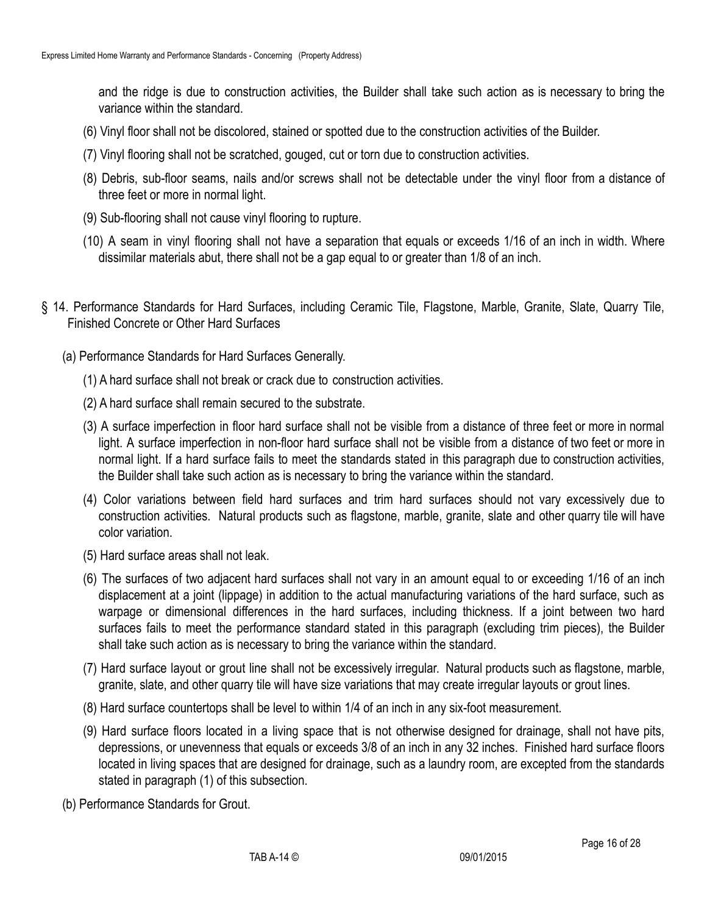and the ridge is due to construction activities, the Builder shall take such action as is necessary to bring the variance within the standard.

(6) Vinyl floor shall not be discolored, stained or spotted due to the construction activities of the Builder.

(7) Vinyl flooring shall not be scratched, gouged, cut or torn due to construction activities.

(8) Debris, sub-floor seams, nails and/or screws shall not be detectable under the vinyl floor from a distance of three feet or more in normal light.

(9) Sub-flooring shall not cause vinyl flooring to rupture.

(10) A seam in vinyl flooring shall not have a separation that equals or exceeds 1/16 of an inch in width. Where dissimilar materials abut, there shall not be a gap equal to or greater than 1/8 of an inch.

§ 14. Performance Standards for Hard Surfaces, including Ceramic Tile, Flagstone, Marble, Granite, Slate, Quarry Tile, Finished Concrete or Other Hard Surfaces

(a) Performance Standards for Hard Surfaces Generally.

(1) A hard surface shall not break or crack due to construction activities.

(2) A hard surface shall remain secured to the substrate.

(3) A surface imperfection in floor hard surface shall not be visible from a distance of three feet or more in normal light. A surface imperfection in non-floor hard surface shall not be visible from a distance of two feet or more in normal light. If a hard surface fails to meet the standards stated in this paragraph due to construction activities, the Builder shall take such action as is necessary to bring the variance within the standard.

(4) Color variations between field hard surfaces and trim hard surfaces should not vary excessively due to construction activities. Natural products such as flagstone, marble, granite, slate and other quarry tile will have color variation.

(5) Hard surface areas shall not leak.

(6) The surfaces of two adjacent hard surfaces shall not vary in an amount equal to or exceeding 1/16 of an inch displacement at a joint (lippage) in addition to the actual manufacturing variations of the hard surface, such as warpage or dimensional differences in the hard surfaces, including thickness. If a joint between two hard surfaces fails to meet the performance standard stated in this paragraph (excluding trim pieces), the Builder shall take such action as is necessary to bring the variance within the standard.

(7) Hard surface layout or grout line shall not be excessively irregular. Natural products such as flagstone, marble, granite, slate, and other quarry tile will have size variations that may create irregular layouts or grout lines.

(8) Hard surface countertops shall be level to within 1/4 of an inch in any six-foot measurement.

(9) Hard surface floors located in a living space that is not otherwise designed for drainage, shall not have pits, depressions, or unevenness that equals or exceeds 3/8 of an inch in any 32 inches. Finished hard surface floors located in living spaces that are designed for drainage, such as a laundry room, are excepted from the standards stated in paragraph (1) of this subsection.

(b) Performance Standards for Grout.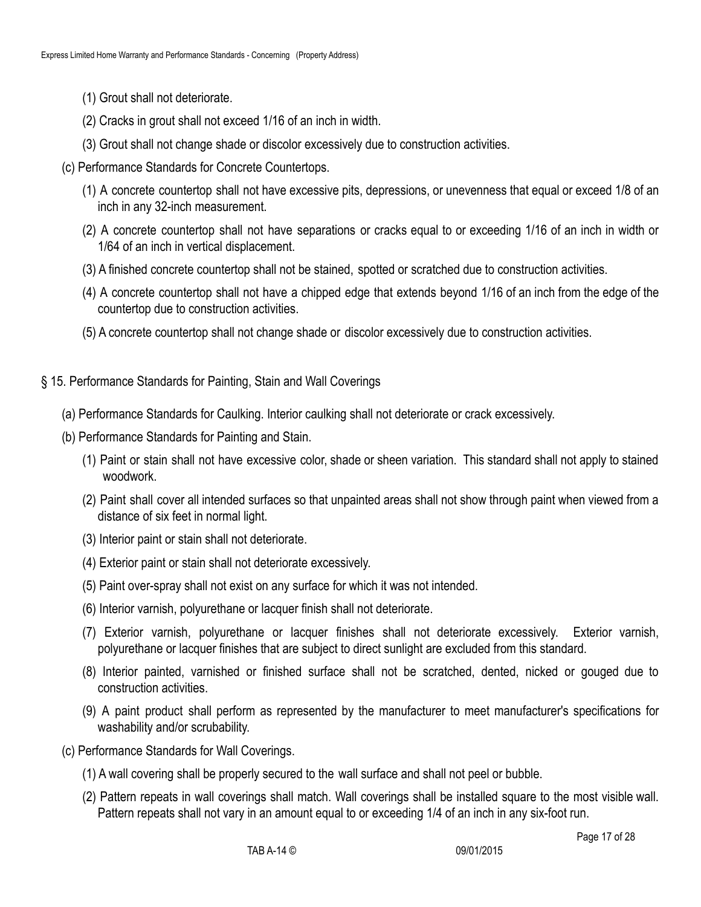(1) Grout shall not deteriorate.

(2) Cracks in grout shall not exceed 1/16 of an inch in width.

(3) Grout shall not change shade or discolor excessively due to construction activities.

(c) Performance Standards for Concrete Countertops.

(1) A concrete countertop shall not have excessive pits, depressions, or unevenness that equal or exceed 1/8 of an inch in any 32-inch measurement.

(2) A concrete countertop shall not have separations or cracks equal to or exceeding 1/16 of an inch in width or 1/64 of an inch in vertical displacement.

(3) A finished concrete countertop shall not be stained, spotted or scratched due to construction activities.

(4) A concrete countertop shall not have a chipped edge that extends beyond 1/16 of an inch from the edge of the countertop due to construction activities.

(5) A concrete countertop shall not change shade or discolor excessively due to construction activities.

## § 15. Performance Standards for Painting, Stain and Wall Coverings

(a) Performance Standards for Caulking. Interior caulking shall not deteriorate or crack excessively.

(b) Performance Standards for Painting and Stain.

(1) Paint or stain shall not have excessive color, shade or sheen variation. This standard shall not apply to stained woodwork.

(2) Paint shall cover all intended surfaces so that unpainted areas shall not show through paint when viewed from a distance of six feet in normal light.

(3) Interior paint or stain shall not deteriorate.

(4) Exterior paint or stain shall not deteriorate excessively.

(5) Paint over-spray shall not exist on any surface for which it was not intended.

(6) Interior varnish, polyurethane or lacquer finish shall not deteriorate.

(7) Exterior varnish, polyurethane or lacquer finishes shall not deteriorate excessively. Exterior varnish, polyurethane or lacquer finishes that are subject to direct sunlight are excluded from this standard.

(8) Interior painted, varnished or finished surface shall not be scratched, dented, nicked or gouged due to construction activities.

(9) A paint product shall perform as represented by the manufacturer to meet manufacturer's specifications for washability and/or scrubability.

(c) Performance Standards for Wall Coverings.

(1) A wall covering shall be properly secured to the wall surface and shall not peel or bubble.

(2) Pattern repeats in wall coverings shall match. Wall coverings shall be installed square to the most visible wall. Pattern repeats shall not vary in an amount equal to or exceeding 1/4 of an inch in any six-foot run.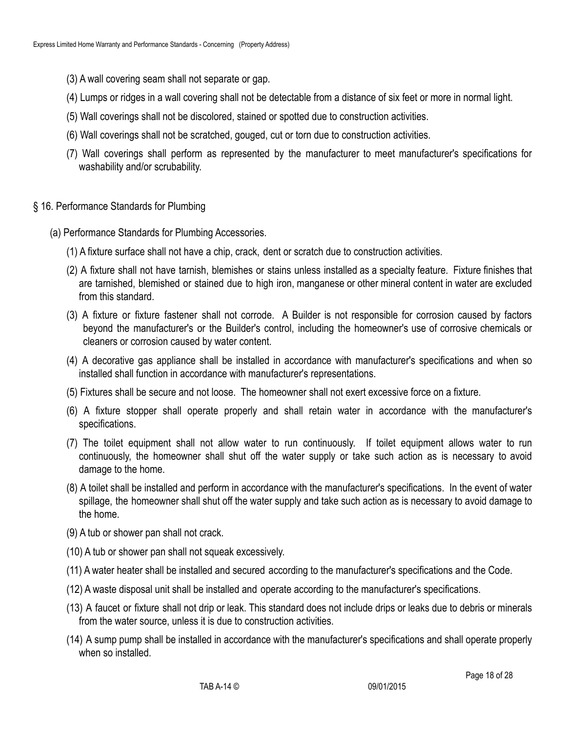(3) A wall covering seam shall not separate or gap.

(4) Lumps or ridges in a wall covering shall not be detectable from a distance of six feet or more in normal light.

(5) Wall coverings shall not be discolored, stained or spotted due to construction activities.

(6) Wall coverings shall not be scratched, gouged, cut or torn due to construction activities.

(7) Wall coverings shall perform as represented by the manufacturer to meet manufacturer's specifications for washability and/or scrubability.

## § 16. Performance Standards for Plumbing

(a) Performance Standards for Plumbing Accessories.

(1) A fixture surface shall not have a chip, crack, dent or scratch due to construction activities.

(2) A fixture shall not have tarnish, blemishes or stains unless installed as a specialty feature. Fixture finishes that are tarnished, blemished or stained due to high iron, manganese or other mineral content in water are excluded from this standard.

(3) A fixture or fixture fastener shall not corrode. A Builder is not responsible for corrosion caused by factors beyond the manufacturer's or the Builder's control, including the homeowner's use of corrosive chemicals or cleaners or corrosion caused by water content.

(4) A decorative gas appliance shall be installed in accordance with manufacturer's specifications and when so installed shall function in accordance with manufacturer's representations.

(5) Fixtures shall be secure and not loose. The homeowner shall not exert excessive force on a fixture.

(6) A fixture stopper shall operate properly and shall retain water in accordance with the manufacturer's specifications.

(7) The toilet equipment shall not allow water to run continuously. If toilet equipment allows water to run continuously, the homeowner shall shut off the water supply or take such action as is necessary to avoid damage to the home.

(8) A toilet shall be installed and perform in accordance with the manufacturer's specifications. In the event of water spillage, the homeowner shall shut off the water supply and take such action as is necessary to avoid damage to the home.

(9) A tub or shower pan shall not crack.

(10) A tub or shower pan shall not squeak excessively.

(11) A water heater shall be installed and secured according to the manufacturer's specifications and the Code.

(12) A waste disposal unit shall be installed and operate according to the manufacturer's specifications.

(13) A faucet or fixture shall not drip or leak. This standard does not include drips or leaks due to debris or minerals from the water source, unless it is due to construction activities.

(14) A sump pump shall be installed in accordance with the manufacturer's specifications and shall operate properly when so installed.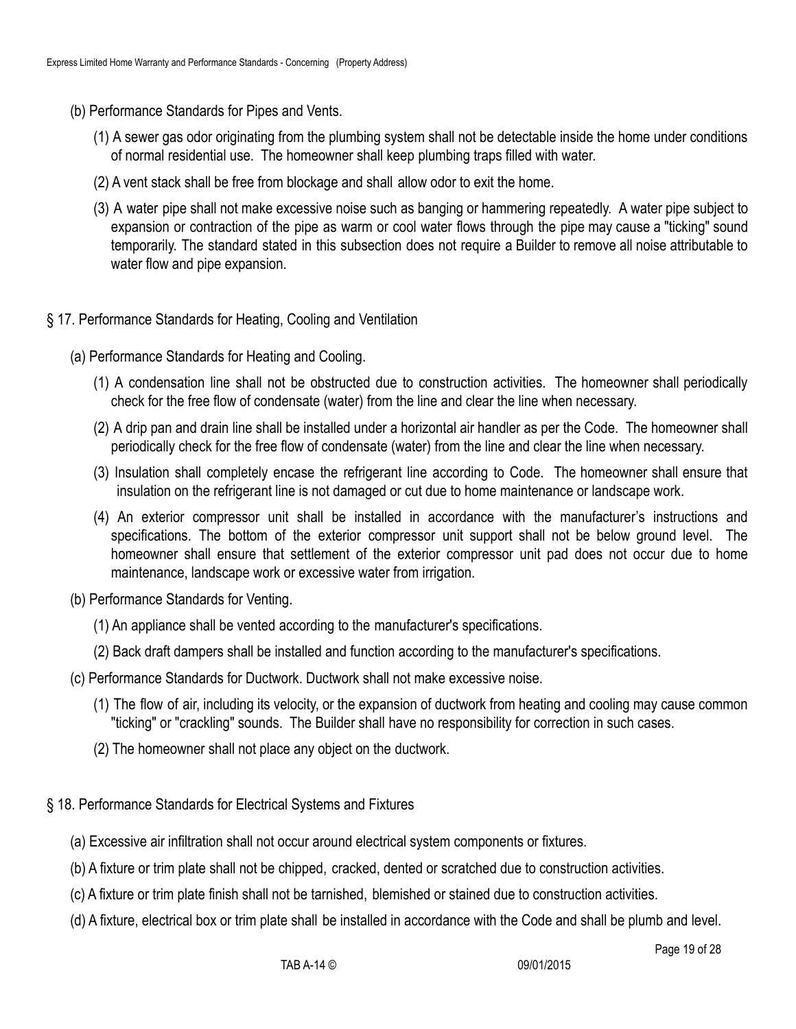(b) Performance Standards for Pipes and Vents.

(1) A sewer gas odor originating from the plumbing system shall not be detectable inside the home under conditions of normal residential use. The homeowner shall keep plumbing traps filled with water.

(2) A vent stack shall be free from blockage and shall allow odor to exit the home.

(3) A water pipe shall not make excessive noise such as banging or hammering repeatedly. A water pipe subject to expansion or contraction of the pipe as warm or cool water flows through the pipe may cause a "ticking" sound temporarily. The standard stated in this subsection does not require a Builder to remove all noise attributable to water flow and pipe expansion.

## § 17. Performance Standards for Heating, Cooling and Ventilation

(a) Performance Standards for Heating and Cooling.

(1) A condensation line shall not be obstructed due to construction activities. The homeowner shall periodically check for the free flow of condensate (water) from the line and clear the line when necessary.

(2) A drip pan and drain line shall be installed under a horizontal air handler as per the Code. The homeowner shall periodically check for the free flow of condensate (water) from the line and clear the line when necessary.

(3) Insulation shall completely encase the refrigerant line according to Code. The homeowner shall ensure that insulation on the refrigerant line is not damaged or cut due to home maintenance or landscape work.

(4) An exterior compressor unit shall be installed in accordance with the manufacturer's instructions and specifications. The bottom of the exterior compressor unit support shall not be below ground level. The homeowner shall ensure that settlement of the exterior compressor unit pad does not occur due to home maintenance, landscape work or excessive water from irrigation.

(b) Performance Standards for Venting.

(1) An appliance shall be vented according to the manufacturer's specifications.

(2) Back draft dampers shall be installed and function according to the manufacturer's specifications.

(c) Performance Standards for Ductwork. Ductwork shall not make excessive noise.

(1) The flow of air, including its velocity, or the expansion of ductwork from heating and cooling may cause common "ticking" or "crackling" sounds. The Builder shall have no responsibility for correction in such cases.

(2) The homeowner shall not place any object on the ductwork.

## § 18. Performance Standards for Electrical Systems and Fixtures

(a) Excessive air infiltration shall not occur around electrical system components or fixtures.

(b) A fixture or trim plate shall not be chipped, cracked, dented or scratched due to construction activities.

(c) A fixture or trim plate finish shall not be tarnished, blemished or stained due to construction activities.

(d) A fixture, electrical box or trim plate shall be installed in accordance with the Code and shall be plumb and level.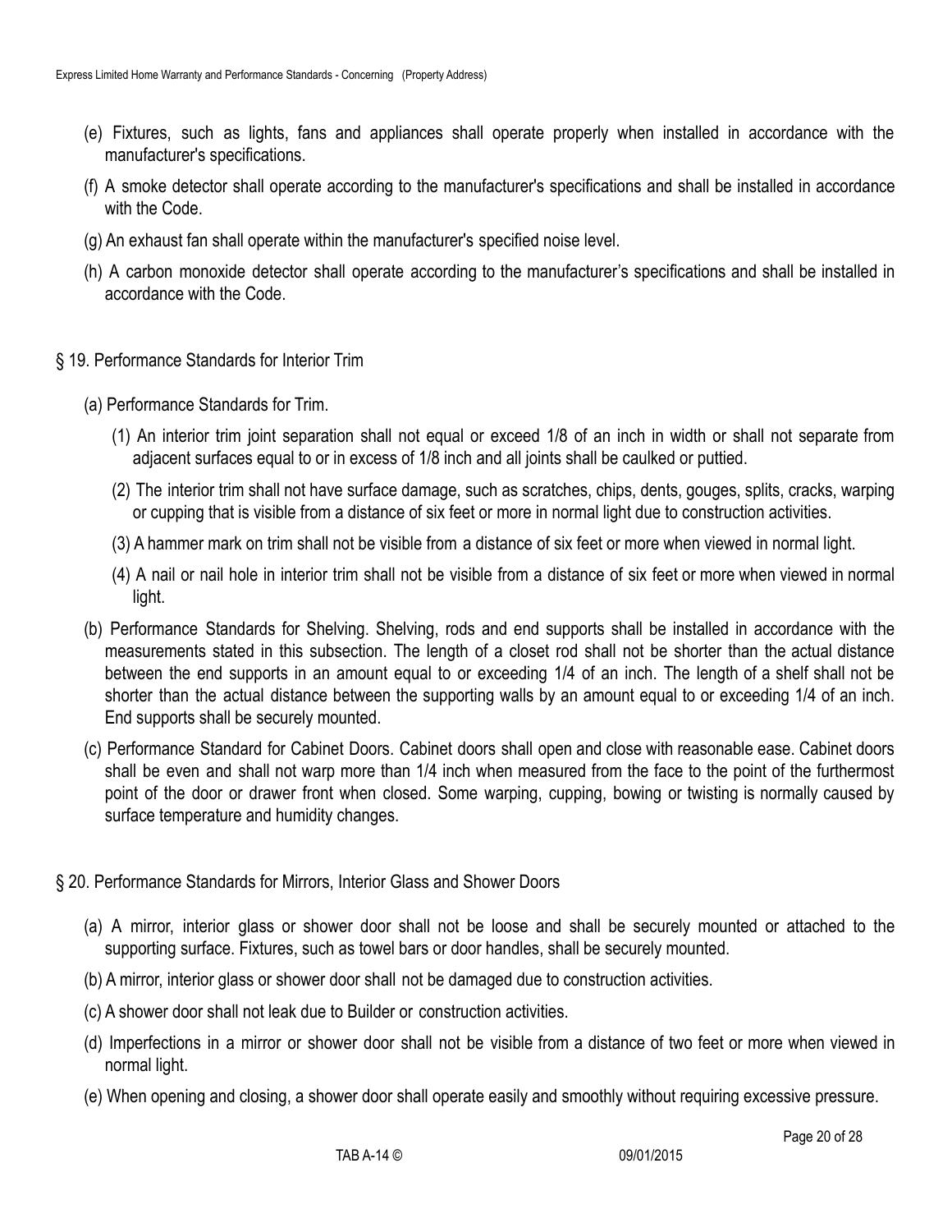(e) Fixtures, such as lights, fans and appliances shall operate properly when installed in accordance with the manufacturer's specifications.

(f) A smoke detector shall operate according to the manufacturer's specifications and shall be installed in accordance with the Code.

(g) An exhaust fan shall operate within the manufacturer's specified noise level.

(h) A carbon monoxide detector shall operate according to the manufacturer's specifications and shall be installed in accordance with the Code.

## § 19. Performance Standards for Interior Trim

(a) Performance Standards for Trim.

(1) An interior trim joint separation shall not equal or exceed 1/8 of an inch in width or shall not separate from adjacent surfaces equal to or in excess of 1/8 inch and all joints shall be caulked or puttied.

(2) The interior trim shall not have surface damage, such as scratches, chips, dents, gouges, splits, cracks, warping or cupping that is visible from a distance of six feet or more in normal light due to construction activities.

(3) A hammer mark on trim shall not be visible from a distance of six feet or more when viewed in normal light.

(4) A nail or nail hole in interior trim shall not be visible from a distance of six feet or more when viewed in normal light.

(b) Performance Standards for Shelving. Shelving, rods and end supports shall be installed in accordance with the measurements stated in this subsection. The length of a closet rod shall not be shorter than the actual distance between the end supports in an amount equal to or exceeding 1/4 of an inch. The length of a shelf shall not be shorter than the actual distance between the supporting walls by an amount equal to or exceeding 1/4 of an inch. End supports shall be securely mounted.

(c) Performance Standard for Cabinet Doors. Cabinet doors shall open and close with reasonable ease. Cabinet doors shall be even and shall not warp more than 1/4 inch when measured from the face to the point of the furthermost point of the door or drawer front when closed. Some warping, cupping, bowing or twisting is normally caused by surface temperature and humidity changes.

## § 20. Performance Standards for Mirrors, Interior Glass and Shower Doors

(a) A mirror, interior glass or shower door shall not be loose and shall be securely mounted or attached to the supporting surface. Fixtures, such as towel bars or door handles, shall be securely mounted.

(b) A mirror, interior glass or shower door shall not be damaged due to construction activities.

(c) A shower door shall not leak due to Builder or construction activities.

(d) Imperfections in a mirror or shower door shall not be visible from a distance of two feet or more when viewed in normal light.

(e) When opening and closing, a shower door shall operate easily and smoothly without requiring excessive pressure.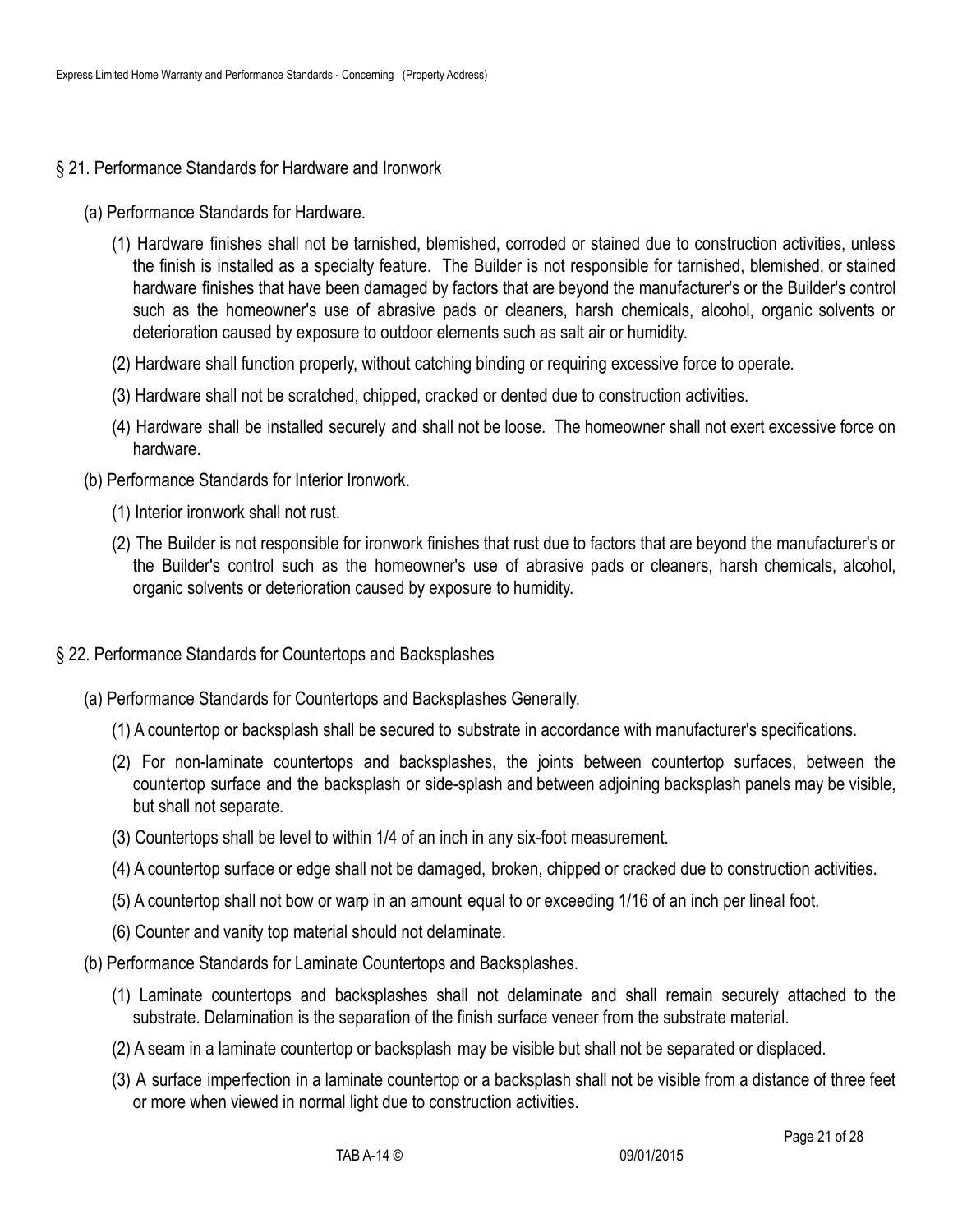## § 21. Performance Standards for Hardware and Ironwork

(a) Performance Standards for Hardware.

(1) Hardware finishes shall not be tarnished, blemished, corroded or stained due to construction activities, unless the finish is installed as a specialty feature. The Builder is not responsible for tarnished, blemished, or stained hardware finishes that have been damaged by factors that are beyond the manufacturer's or the Builder's control such as the homeowner's use of abrasive pads or cleaners, harsh chemicals, alcohol, organic solvents or deterioration caused by exposure to outdoor elements such as salt air or humidity.

(2) Hardware shall function properly, without catching binding or requiring excessive force to operate.

(3) Hardware shall not be scratched, chipped, cracked or dented due to construction activities.

(4) Hardware shall be installed securely and shall not be loose. The homeowner shall not exert excessive force on hardware.

(b) Performance Standards for Interior Ironwork.

(1) Interior ironwork shall not rust.

(2) The Builder is not responsible for ironwork finishes that rust due to factors that are beyond the manufacturer's or the Builder's control such as the homeowner's use of abrasive pads or cleaners, harsh chemicals, alcohol, organic solvents or deterioration caused by exposure to humidity.

## § 22. Performance Standards for Countertops and Backsplashes

(a) Performance Standards for Countertops and Backsplashes Generally.

(1) A countertop or backsplash shall be secured to substrate in accordance with manufacturer's specifications.

(2) For non-laminate countertops and backsplashes, the joints between countertop surfaces, between the countertop surface and the backsplash or side-splash and between adjoining backsplash panels may be visible, but shall not separate.

(3) Countertops shall be level to within 1/4 of an inch in any six-foot measurement.

(4) A countertop surface or edge shall not be damaged, broken, chipped or cracked due to construction activities.

(5) A countertop shall not bow or warp in an amount equal to or exceeding 1/16 of an inch per lineal foot.

(6) Counter and vanity top material should not delaminate.

(b) Performance Standards for Laminate Countertops and Backsplashes.

(1) Laminate countertops and backsplashes shall not delaminate and shall remain securely attached to the substrate. Delamination is the separation of the finish surface veneer from the substrate material.

(2) A seam in a laminate countertop or backsplash may be visible but shall not be separated or displaced.

(3) A surface imperfection in a laminate countertop or a backsplash shall not be visible from a distance of three feet or more when viewed in normal light due to construction activities.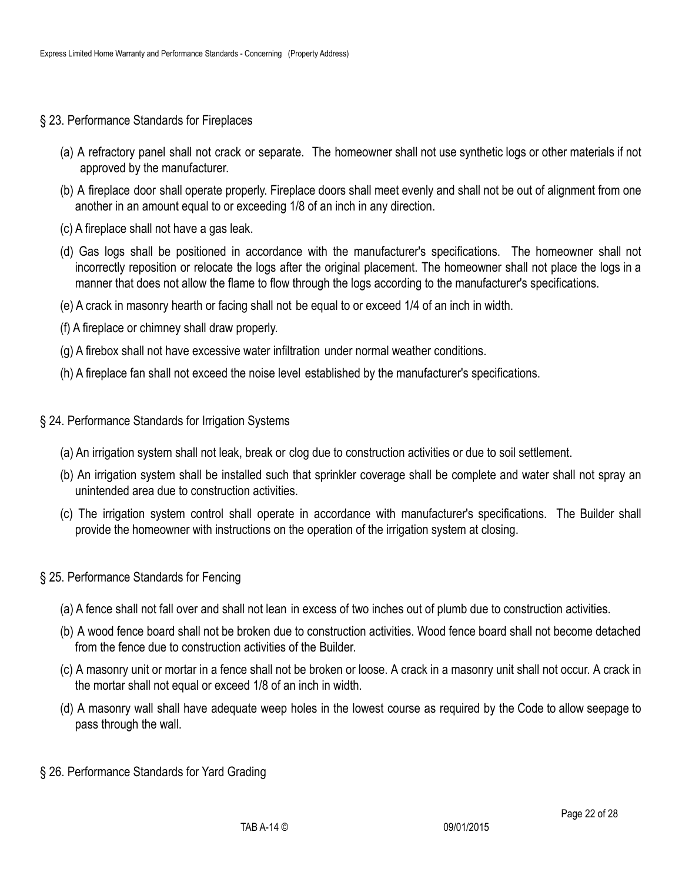## § 23. Performance Standards for Fireplaces

(a) A refractory panel shall not crack or separate. The homeowner shall not use synthetic logs or other materials if not approved by the manufacturer.

(b) A fireplace door shall operate properly. Fireplace doors shall meet evenly and shall not be out of alignment from one another in an amount equal to or exceeding 1/8 of an inch in any direction.

(c) A fireplace shall not have a gas leak.

(d) Gas logs shall be positioned in accordance with the manufacturer's specifications. The homeowner shall not incorrectly reposition or relocate the logs after the original placement. The homeowner shall not place the logs in a manner that does not allow the flame to flow through the logs according to the manufacturer's specifications.

(e) A crack in masonry hearth or facing shall not be equal to or exceed 1/4 of an inch in width.

(f) A fireplace or chimney shall draw properly.

(g) A firebox shall not have excessive water infiltration under normal weather conditions.

(h) A fireplace fan shall not exceed the noise level established by the manufacturer's specifications.

## § 24. Performance Standards for Irrigation Systems

(a) An irrigation system shall not leak, break or clog due to construction activities or due to soil settlement.

(b) An irrigation system shall be installed such that sprinkler coverage shall be complete and water shall not spray an unintended area due to construction activities.

(c) The irrigation system control shall operate in accordance with manufacturer's specifications. The Builder shall provide the homeowner with instructions on the operation of the irrigation system at closing.

## § 25. Performance Standards for Fencing

(a) A fence shall not fall over and shall not lean in excess of two inches out of plumb due to construction activities.

(b) A wood fence board shall not be broken due to construction activities. Wood fence board shall not become detached from the fence due to construction activities of the Builder.

(c) A masonry unit or mortar in a fence shall not be broken or loose. A crack in a masonry unit shall not occur. A crack in the mortar shall not equal or exceed 1/8 of an inch in width.

(d) A masonry wall shall have adequate weep holes in the lowest course as required by the Code to allow seepage to pass through the wall.

## § 26. Performance Standards for Yard Grading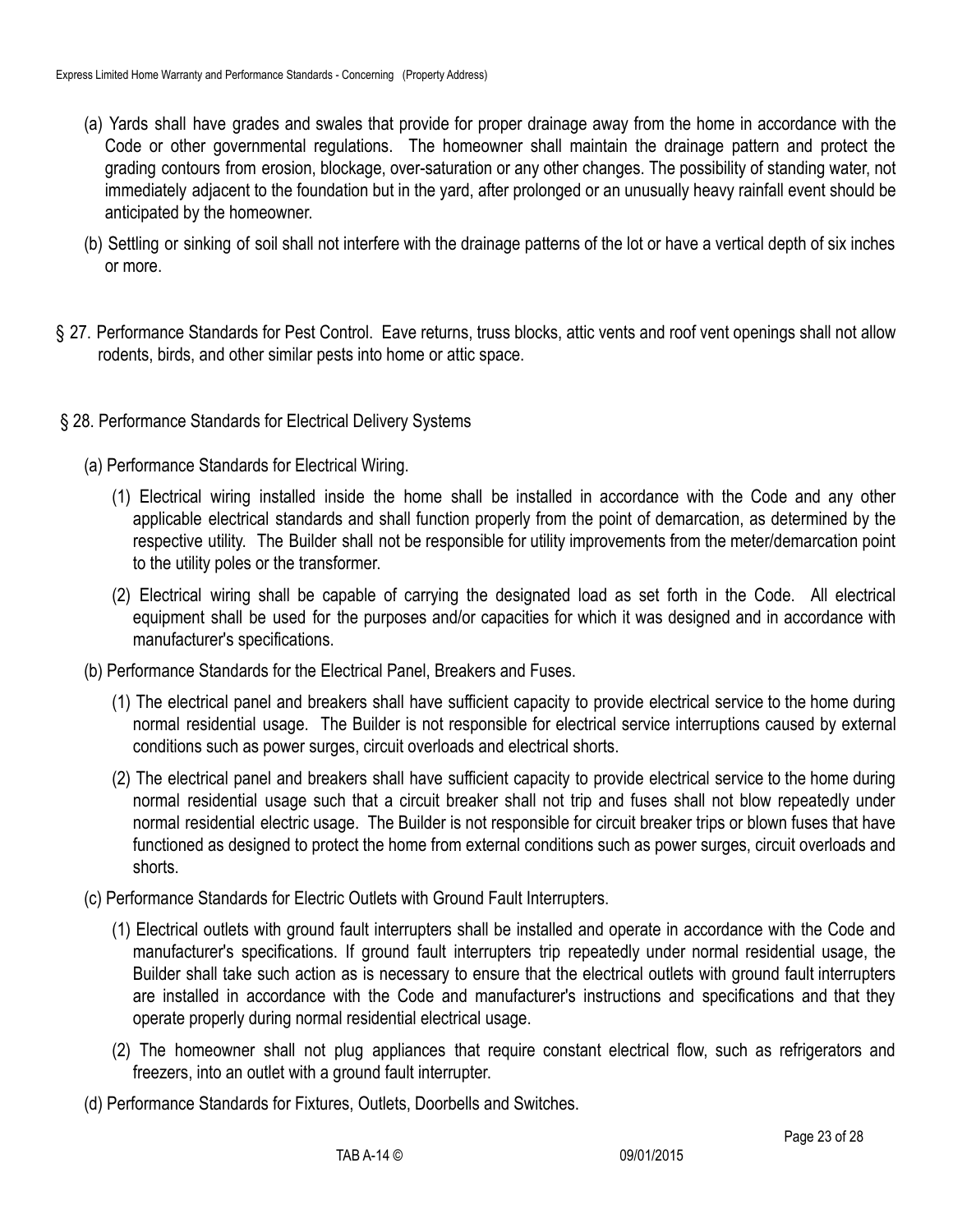(a) Yards shall have grades and swales that provide for proper drainage away from the home in accordance with the Code or other governmental regulations. The homeowner shall maintain the drainage pattern and protect the grading contours from erosion, blockage, over-saturation or any other changes. The possibility of standing water, not immediately adjacent to the foundation but in the yard, after prolonged or an unusually heavy rainfall event should be anticipated by the homeowner.

(b) Settling or sinking of soil shall not interfere with the drainage patterns of the lot or have a vertical depth of six inches or more.

§ 27. Performance Standards for Pest Control. Eave returns, truss blocks, attic vents and roof vent openings shall not allow rodents, birds, and other similar pests into home or attic space.

§ 28. Performance Standards for Electrical Delivery Systems

(a) Performance Standards for Electrical Wiring.

(1) Electrical wiring installed inside the home shall be installed in accordance with the Code and any other applicable electrical standards and shall function properly from the point of demarcation, as determined by the respective utility. The Builder shall not be responsible for utility improvements from the meter/demarcation point to the utility poles or the transformer.

(2) Electrical wiring shall be capable of carrying the designated load as set forth in the Code. All electrical equipment shall be used for the purposes and/or capacities for which it was designed and in accordance with manufacturer's specifications.

(b) Performance Standards for the Electrical Panel, Breakers and Fuses.

(1) The electrical panel and breakers shall have sufficient capacity to provide electrical service to the home during normal residential usage. The Builder is not responsible for electrical service interruptions caused by external conditions such as power surges, circuit overloads and electrical shorts.

(2) The electrical panel and breakers shall have sufficient capacity to provide electrical service to the home during normal residential usage such that a circuit breaker shall not trip and fuses shall not blow repeatedly under normal residential electric usage. The Builder is not responsible for circuit breaker trips or blown fuses that have functioned as designed to protect the home from external conditions such as power surges, circuit overloads and shorts.

(c) Performance Standards for Electric Outlets with Ground Fault Interrupters.

(1) Electrical outlets with ground fault interrupters shall be installed and operate in accordance with the Code and manufacturer's specifications. If ground fault interrupters trip repeatedly under normal residential usage, the Builder shall take such action as is necessary to ensure that the electrical outlets with ground fault interrupters are installed in accordance with the Code and manufacturer's instructions and specifications and that they operate properly during normal residential electrical usage.

(2) The homeowner shall not plug appliances that require constant electrical flow, such as refrigerators and freezers, into an outlet with a ground fault interrupter.

(d) Performance Standards for Fixtures, Outlets, Doorbells and Switches.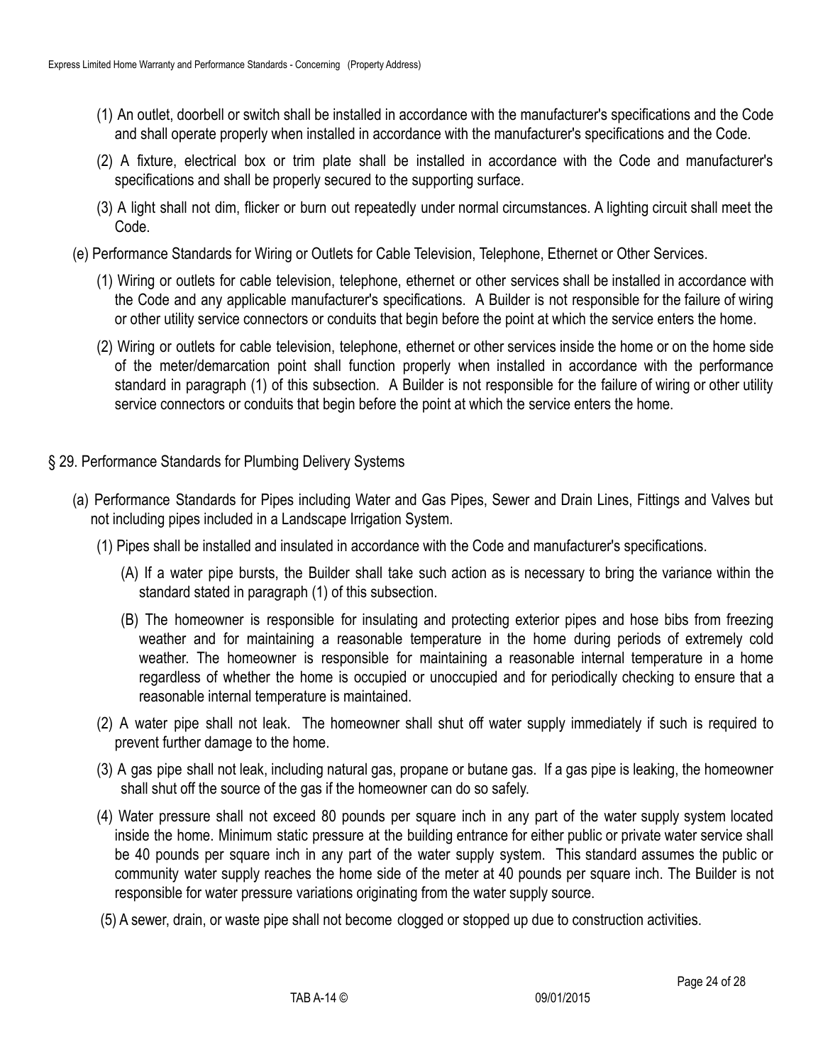(1) An outlet, doorbell or switch shall be installed in accordance with the manufacturer's specifications and the Code and shall operate properly when installed in accordance with the manufacturer's specifications and the Code.

(2) A fixture, electrical box or trim plate shall be installed in accordance with the Code and manufacturer's specifications and shall be properly secured to the supporting surface.

(3) A light shall not dim, flicker or burn out repeatedly under normal circumstances. A lighting circuit shall meet the Code.

(e) Performance Standards for Wiring or Outlets for Cable Television, Telephone, Ethernet or Other Services.

(1) Wiring or outlets for cable television, telephone, ethernet or other services shall be installed in accordance with the Code and any applicable manufacturer's specifications. A Builder is not responsible for the failure of wiring or other utility service connectors or conduits that begin before the point at which the service enters the home.

(2) Wiring or outlets for cable television, telephone, ethernet or other services inside the home or on the home side of the meter/demarcation point shall function properly when installed in accordance with the performance standard in paragraph (1) of this subsection. A Builder is not responsible for the failure of wiring or other utility service connectors or conduits that begin before the point at which the service enters the home.

## § 29. Performance Standards for Plumbing Delivery Systems

(a) Performance Standards for Pipes including Water and Gas Pipes, Sewer and Drain Lines, Fittings and Valves but not including pipes included in a Landscape Irrigation System.

(1) Pipes shall be installed and insulated in accordance with the Code and manufacturer's specifications.

(A) If a water pipe bursts, the Builder shall take such action as is necessary to bring the variance within the standard stated in paragraph (1) of this subsection.

(B) The homeowner is responsible for insulating and protecting exterior pipes and hose bibs from freezing weather and for maintaining a reasonable temperature in the home during periods of extremely cold weather. The homeowner is responsible for maintaining a reasonable internal temperature in a home regardless of whether the home is occupied or unoccupied and for periodically checking to ensure that a reasonable internal temperature is maintained.

(2) A water pipe shall not leak. The homeowner shall shut off water supply immediately if such is required to prevent further damage to the home.

(3) A gas pipe shall not leak, including natural gas, propane or butane gas. If a gas pipe is leaking, the homeowner shall shut off the source of the gas if the homeowner can do so safely.

(4) Water pressure shall not exceed 80 pounds per square inch in any part of the water supply system located inside the home. Minimum static pressure at the building entrance for either public or private water service shall be 40 pounds per square inch in any part of the water supply system. This standard assumes the public or community water supply reaches the home side of the meter at 40 pounds per square inch. The Builder is not responsible for water pressure variations originating from the water supply source.

(5) A sewer, drain, or waste pipe shall not become clogged or stopped up due to construction activities.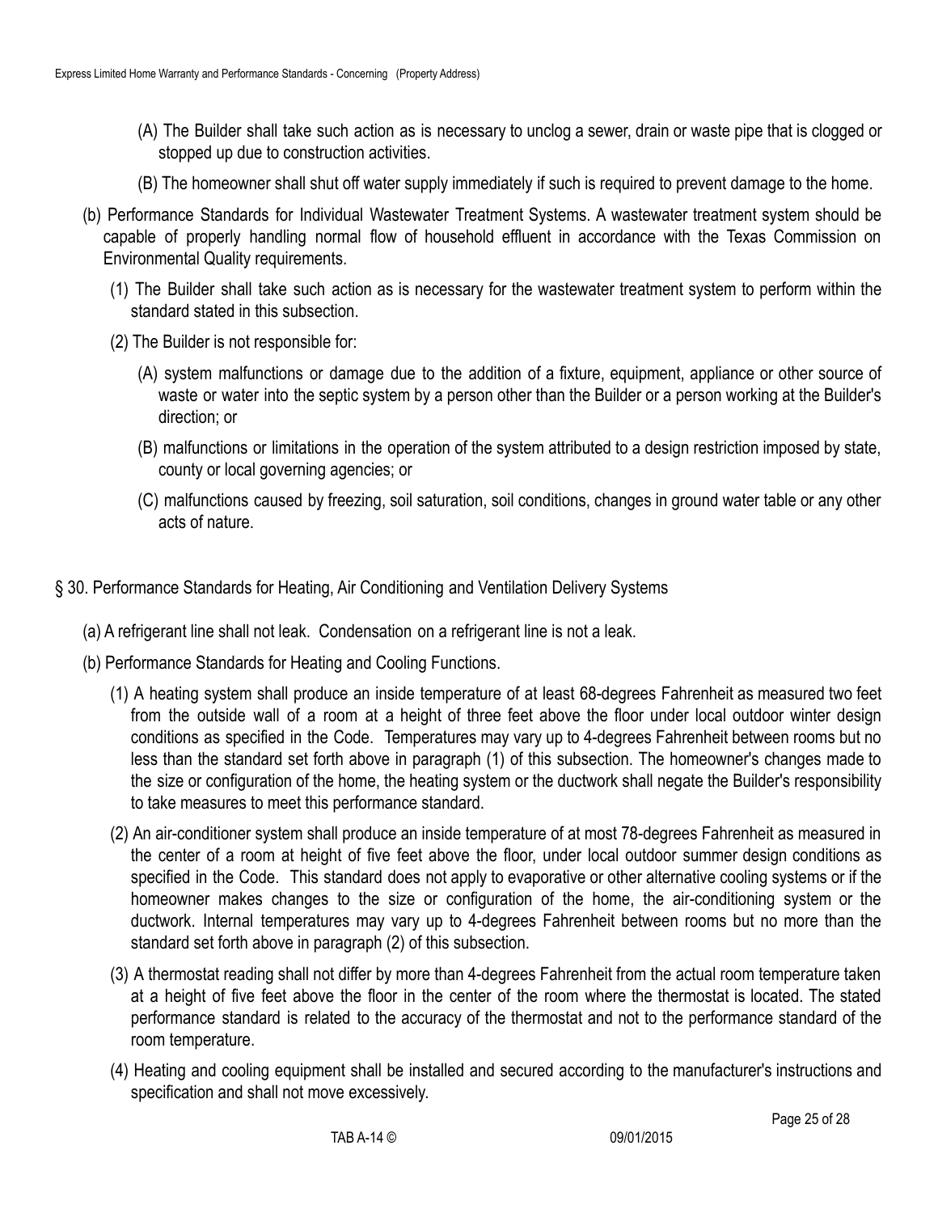(A) The Builder shall take such action as is necessary to unclog a sewer, drain or waste pipe that is clogged or stopped up due to construction activities.

(B) The homeowner shall shut off water supply immediately if such is required to prevent damage to the home.

(b) Performance Standards for Individual Wastewater Treatment Systems. A wastewater treatment system should be capable of properly handling normal flow of household effluent in accordance with the Texas Commission on Environmental Quality requirements.

(1) The Builder shall take such action as is necessary for the wastewater treatment system to perform within the standard stated in this subsection.

(2) The Builder is not responsible for:

(A) system malfunctions or damage due to the addition of a fixture, equipment, appliance or other source of waste or water into the septic system by a person other than the Builder or a person working at the Builder's direction; or

(B) malfunctions or limitations in the operation of the system attributed to a design restriction imposed by state, county or local governing agencies; or

(C) malfunctions caused by freezing, soil saturation, soil conditions, changes in ground water table or any other acts of nature.

§ 30. Performance Standards for Heating, Air Conditioning and Ventilation Delivery Systems

(a) A refrigerant line shall not leak. Condensation on a refrigerant line is not a leak.

(b) Performance Standards for Heating and Cooling Functions.

(1) A heating system shall produce an inside temperature of at least 68-degrees Fahrenheit as measured two feet from the outside wall of a room at a height of three feet above the floor under local outdoor winter design conditions as specified in the Code. Temperatures may vary up to 4-degrees Fahrenheit between rooms but no less than the standard set forth above in paragraph (1) of this subsection. The homeowner's changes made to the size or configuration of the home, the heating system or the ductwork shall negate the Builder's responsibility to take measures to meet this performance standard.

(2) An air-conditioner system shall produce an inside temperature of at most 78-degrees Fahrenheit as measured in the center of a room at height of five feet above the floor, under local outdoor summer design conditions as specified in the Code. This standard does not apply to evaporative or other alternative cooling systems or if the homeowner makes changes to the size or configuration of the home, the air-conditioning system or the ductwork. Internal temperatures may vary up to 4-degrees Fahrenheit between rooms but no more than the standard set forth above in paragraph (2) of this subsection.

(3) A thermostat reading shall not differ by more than 4-degrees Fahrenheit from the actual room temperature taken at a height of five feet above the floor in the center of the room where the thermostat is located. The stated performance standard is related to the accuracy of the thermostat and not to the performance standard of the room temperature.

(4) Heating and cooling equipment shall be installed and secured according to the manufacturer's instructions and specification and shall not move excessively.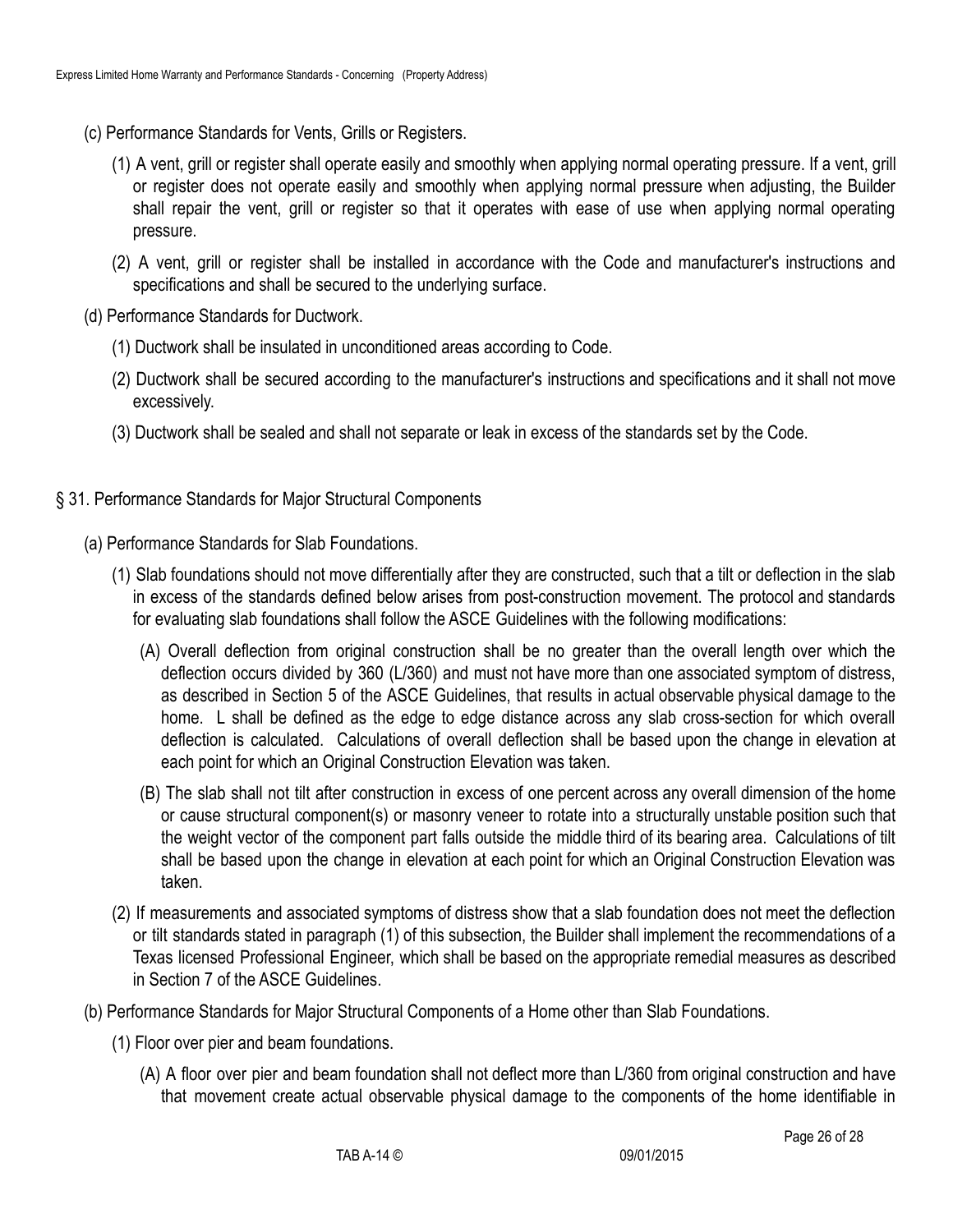(c) Performance Standards for Vents, Grills or Registers.

(1) A vent, grill or register shall operate easily and smoothly when applying normal operating pressure. If a vent, grill or register does not operate easily and smoothly when applying normal pressure when adjusting, the Builder shall repair the vent, grill or register so that it operates with ease of use when applying normal operating pressure.

(2) A vent, grill or register shall be installed in accordance with the Code and manufacturer's instructions and specifications and shall be secured to the underlying surface.

(d) Performance Standards for Ductwork.

(1) Ductwork shall be insulated in unconditioned areas according to Code.

(2) Ductwork shall be secured according to the manufacturer's instructions and specifications and it shall not move excessively.

(3) Ductwork shall be sealed and shall not separate or leak in excess of the standards set by the Code.

§ 31. Performance Standards for Major Structural Components

(a) Performance Standards for Slab Foundations.

(1) Slab foundations should not move differentially after they are constructed, such that a tilt or deflection in the slab in excess of the standards defined below arises from post-construction movement. The protocol and standards for evaluating slab foundations shall follow the ASCE Guidelines with the following modifications:

(A) Overall deflection from original construction shall be no greater than the overall length over which the deflection occurs divided by 360 (L/360) and must not have more than one associated symptom of distress, as described in Section 5 of the ASCE Guidelines, that results in actual observable physical damage to the home. L shall be defined as the edge to edge distance across any slab cross-section for which overall deflection is calculated. Calculations of overall deflection shall be based upon the change in elevation at each point for which an Original Construction Elevation was taken.

(B) The slab shall not tilt after construction in excess of one percent across any overall dimension of the home or cause structural component(s) or masonry veneer to rotate into a structurally unstable position such that the weight vector of the component part falls outside the middle third of its bearing area. Calculations of tilt shall be based upon the change in elevation at each point for which an Original Construction Elevation was taken.

(2) If measurements and associated symptoms of distress show that a slab foundation does not meet the deflection or tilt standards stated in paragraph (1) of this subsection, the Builder shall implement the recommendations of a Texas licensed Professional Engineer, which shall be based on the appropriate remedial measures as described in Section 7 of the ASCE Guidelines.

(b) Performance Standards for Major Structural Components of a Home other than Slab Foundations.

(1) Floor over pier and beam foundations.

(A) A floor over pier and beam foundation shall not deflect more than L/360 from original construction and have that movement create actual observable physical damage to the components of the home identifiable in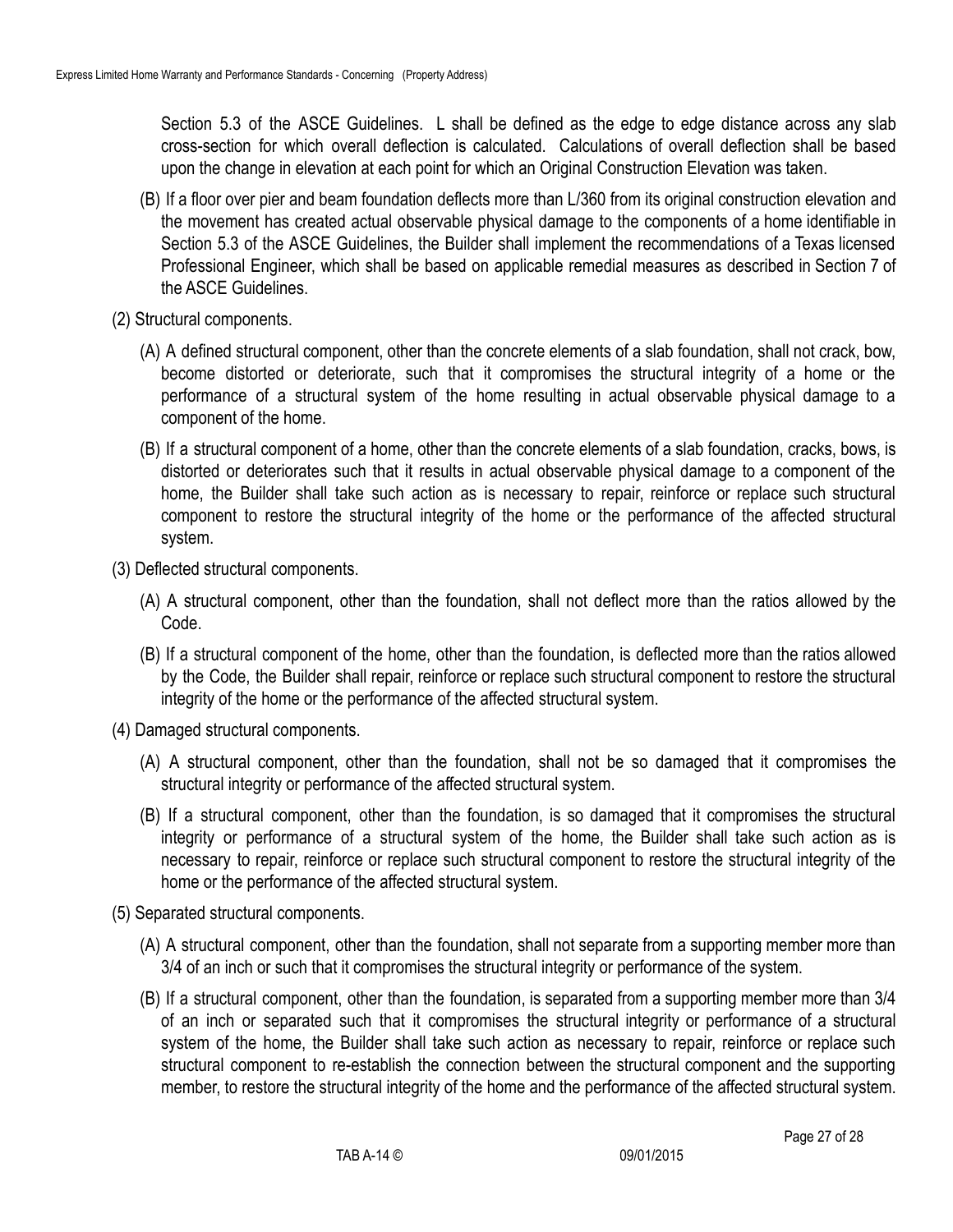Section 5.3 of the ASCE Guidelines. L shall be defined as the edge to edge distance across any slab cross-section for which overall deflection is calculated. Calculations of overall deflection shall be based upon the change in elevation at each point for which an Original Construction Elevation was taken.

(B) If a floor over pier and beam foundation deflects more than L/360 from its original construction elevation and the movement has created actual observable physical damage to the components of a home identifiable in Section 5.3 of the ASCE Guidelines, the Builder shall implement the recommendations of a Texas licensed Professional Engineer, which shall be based on applicable remedial measures as described in Section 7 of the ASCE Guidelines.

(2) Structural components.

(A) A defined structural component, other than the concrete elements of a slab foundation, shall not crack, bow, become distorted or deteriorate, such that it compromises the structural integrity of a home or the performance of a structural system of the home resulting in actual observable physical damage to a component of the home.

(B) If a structural component of a home, other than the concrete elements of a slab foundation, cracks, bows, is distorted or deteriorates such that it results in actual observable physical damage to a component of the home, the Builder shall take such action as is necessary to repair, reinforce or replace such structural component to restore the structural integrity of the home or the performance of the affected structural system.

(3) Deflected structural components.

(A) A structural component, other than the foundation, shall not deflect more than the ratios allowed by the Code.

(B) If a structural component of the home, other than the foundation, is deflected more than the ratios allowed by the Code, the Builder shall repair, reinforce or replace such structural component to restore the structural integrity of the home or the performance of the affected structural system.

(4) Damaged structural components.

(A) A structural component, other than the foundation, shall not be so damaged that it compromises the structural integrity or performance of the affected structural system.

(B) If a structural component, other than the foundation, is so damaged that it compromises the structural integrity or performance of a structural system of the home, the Builder shall take such action as is necessary to repair, reinforce or replace such structural component to restore the structural integrity of the home or the performance of the affected structural system.

(5) Separated structural components.

(A) A structural component, other than the foundation, shall not separate from a supporting member more than 3/4 of an inch or such that it compromises the structural integrity or performance of the system.

(B) If a structural component, other than the foundation, is separated from a supporting member more than 3/4 of an inch or separated such that it compromises the structural integrity or performance of a structural system of the home, the Builder shall take such action as necessary to repair, reinforce or replace such structural component to re-establish the connection between the structural component and the supporting member, to restore the structural integrity of the home and the performance of the affected structural system.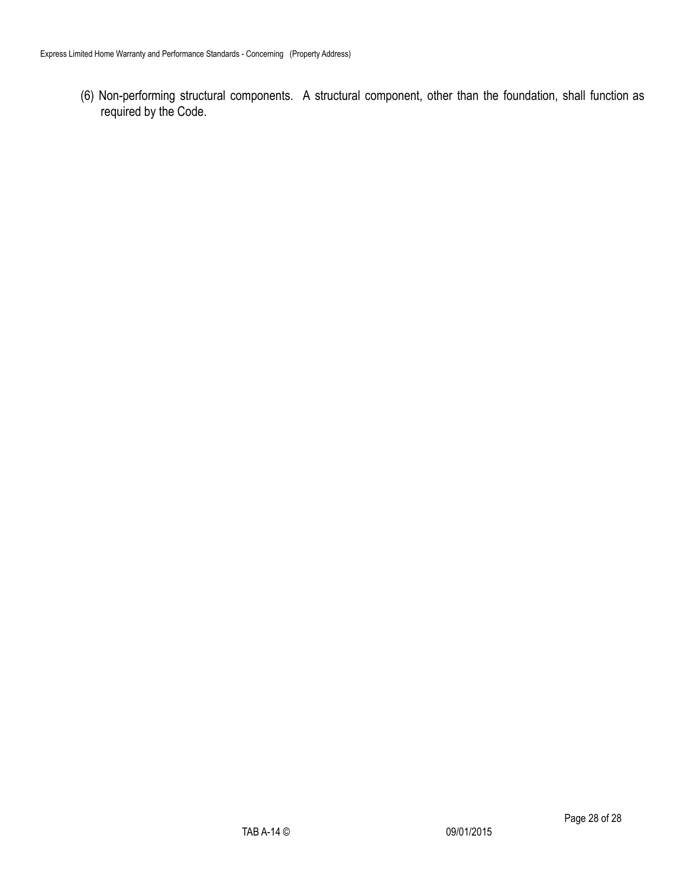(6) Non-performing structural components. A structural component, other than the foundation, shall function as required by the Code.